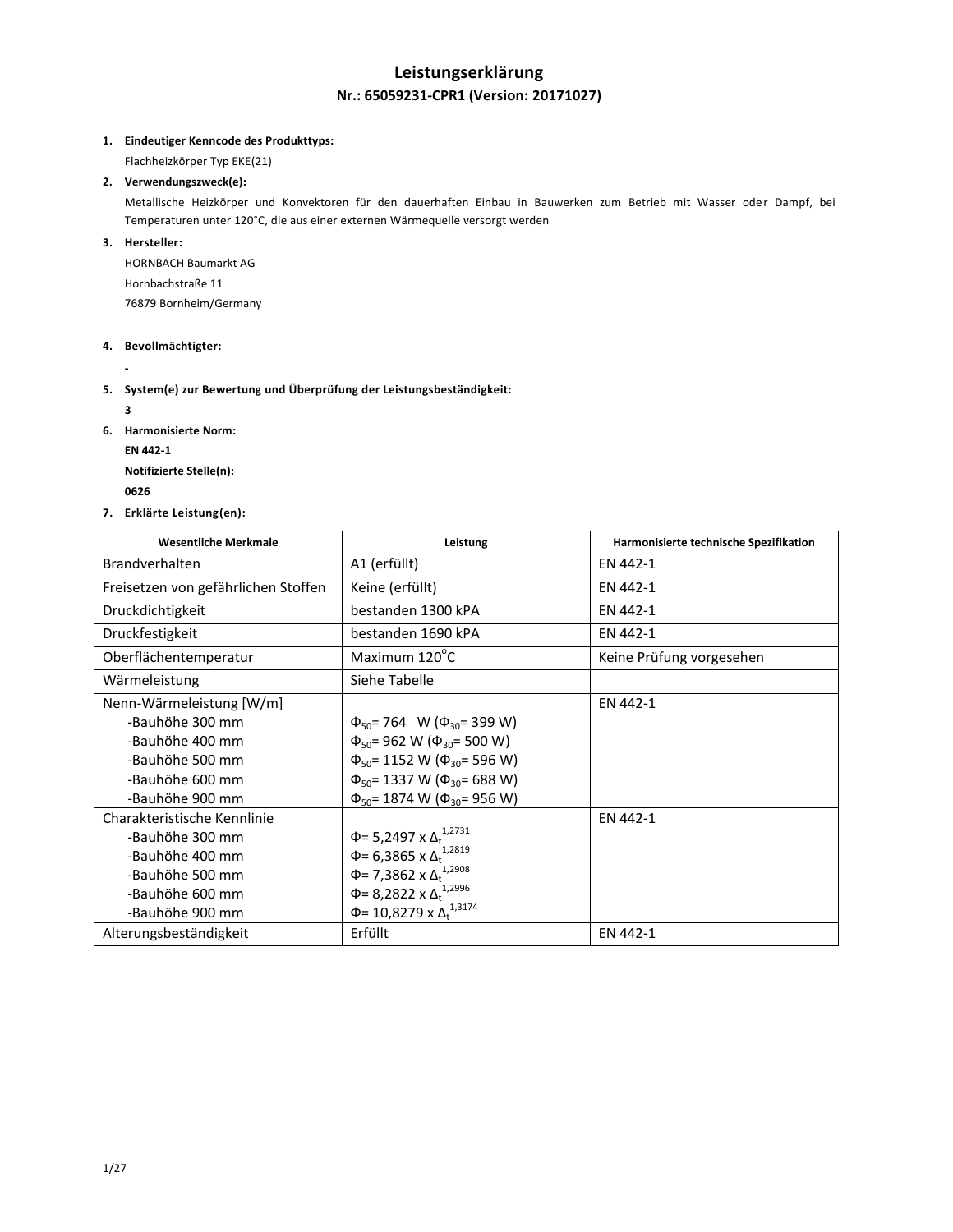# Leistungserklärung

## Nr.: 65059231-CPR1 (Version: 20171027)

1. **Eindeutiger Kenncode des Produkttyps:**

   Flachheizkörper Typ EKE(21)

2. **Verwendungszweck(e):**

   Metallische Heizkörper und Konvektoren für den dauerhaften Einbau in Bauwerken zum Betrieb mit Wasser oder Dampf, bei Temperaturen unter 120°C, die aus einer externen Wärmequelle versorgt werden

3. **Hersteller:**

   HORNBACH Baumarkt AG

   Hornbachstraße 11

   76879 Bornheim/Germany

4. **Bevollmächtigter:**

   -

5. **System(e) zur Bewertung und Überprüfung der Leistungsbeständigkeit:**

   **3**

6. **Harmonisierte Norm:**

   **EN 442-1**

   **Notifizierte Stelle(n):**

   **0626**

7. **Erklärte Leistung(en):**

| Wesentliche Merkmale | Leistung | Harmonisierte technische Spezifikation |
|---|---|---|
| Brandverhalten | A1 (erfüllt) | EN 442-1 |
| Freisetzen von gefährlichen Stoffen | Keine (erfüllt) | EN 442-1 |
| Druckdichtigkeit | bestanden 1300 kPA | EN 442-1 |
| Druckfestigkeit | bestanden 1690 kPA | EN 442-1 |
| Oberflächentemperatur | Maximum 120°C | Keine Prüfung vorgesehen |
| Wärmeleistung | Siehe Tabelle | |
| Nenn-Wärmeleistung [W/m]<br>-Bauhöhe 300 mm<br>-Bauhöhe 400 mm<br>-Bauhöhe 500 mm<br>-Bauhöhe 600 mm<br>-Bauhöhe 900 mm | <br>$\Phi_{50}$= 764 W ($\Phi_{30}$= 399 W)<br>$\Phi_{50}$= 962 W ($\Phi_{30}$= 500 W)<br>$\Phi_{50}$= 1152 W ($\Phi_{30}$= 596 W)<br>$\Phi_{50}$= 1337 W ($\Phi_{30}$= 688 W)<br>$\Phi_{50}$= 1874 W ($\Phi_{30}$= 956 W) | EN 442-1 |
| Charakteristische Kennlinie<br>-Bauhöhe 300 mm<br>-Bauhöhe 400 mm<br>-Bauhöhe 500 mm<br>-Bauhöhe 600 mm<br>-Bauhöhe 900 mm | <br>$\Phi= 5{,}2497 \times \Delta_t^{1{,}2731}$<br>$\Phi= 6{,}3865 \times \Delta_t^{1{,}2819}$<br>$\Phi= 7{,}3862 \times \Delta_t^{1{,}2908}$<br>$\Phi= 8{,}2822 \times \Delta_t^{1{,}2996}$<br>$\Phi= 10{,}8279 \times \Delta_t^{1{,}3174}$ | EN 442-1 |
| Alterungsbeständigkeit | Erfüllt | EN 442-1 |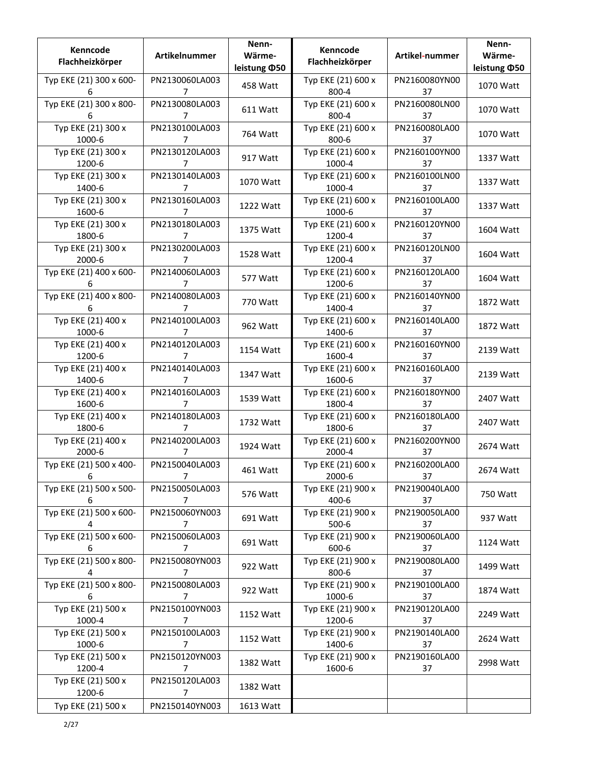| Kenncode Flachheizkörper | Artikelnummer | Nenn-Wärme-leistung Φ50 | Kenncode Flachheizkörper | Artikel-nummer | Nenn-Wärme-leistung Φ50 |
|---|---|---|---|---|---|
| Typ EKE (21) 300 x 600-6 | PN2130060LA0037 | 458 Watt | Typ EKE (21) 600 x 800-4 | PN2160080YN0037 | 1070 Watt |
| Typ EKE (21) 300 x 800-6 | PN2130080LA0037 | 611 Watt | Typ EKE (21) 600 x 800-4 | PN2160080LN0037 | 1070 Watt |
| Typ EKE (21) 300 x 1000-6 | PN2130100LA0037 | 764 Watt | Typ EKE (21) 600 x 800-6 | PN2160080LA0037 | 1070 Watt |
| Typ EKE (21) 300 x 1200-6 | PN2130120LA0037 | 917 Watt | Typ EKE (21) 600 x 1000-4 | PN2160100YN0037 | 1337 Watt |
| Typ EKE (21) 300 x 1400-6 | PN2130140LA0037 | 1070 Watt | Typ EKE (21) 600 x 1000-4 | PN2160100LN0037 | 1337 Watt |
| Typ EKE (21) 300 x 1600-6 | PN2130160LA0037 | 1222 Watt | Typ EKE (21) 600 x 1000-6 | PN2160100LA0037 | 1337 Watt |
| Typ EKE (21) 300 x 1800-6 | PN2130180LA0037 | 1375 Watt | Typ EKE (21) 600 x 1200-4 | PN2160120YN0037 | 1604 Watt |
| Typ EKE (21) 300 x 2000-6 | PN2130200LA0037 | 1528 Watt | Typ EKE (21) 600 x 1200-4 | PN2160120LN0037 | 1604 Watt |
| Typ EKE (21) 400 x 600-6 | PN2140060LA0037 | 577 Watt | Typ EKE (21) 600 x 1200-6 | PN2160120LA0037 | 1604 Watt |
| Typ EKE (21) 400 x 800-6 | PN2140080LA0037 | 770 Watt | Typ EKE (21) 600 x 1400-4 | PN2160140YN0037 | 1872 Watt |
| Typ EKE (21) 400 x 1000-6 | PN2140100LA0037 | 962 Watt | Typ EKE (21) 600 x 1400-6 | PN2160140LA0037 | 1872 Watt |
| Typ EKE (21) 400 x 1200-6 | PN2140120LA0037 | 1154 Watt | Typ EKE (21) 600 x 1600-4 | PN2160160YN0037 | 2139 Watt |
| Typ EKE (21) 400 x 1400-6 | PN2140140LA0037 | 1347 Watt | Typ EKE (21) 600 x 1600-6 | PN2160160LA0037 | 2139 Watt |
| Typ EKE (21) 400 x 1600-6 | PN2140160LA0037 | 1539 Watt | Typ EKE (21) 600 x 1800-4 | PN2160180YN0037 | 2407 Watt |
| Typ EKE (21) 400 x 1800-6 | PN2140180LA0037 | 1732 Watt | Typ EKE (21) 600 x 1800-6 | PN2160180LA0037 | 2407 Watt |
| Typ EKE (21) 400 x 2000-6 | PN2140200LA0037 | 1924 Watt | Typ EKE (21) 600 x 2000-4 | PN2160200YN0037 | 2674 Watt |
| Typ EKE (21) 500 x 400-6 | PN2150040LA0037 | 461 Watt | Typ EKE (21) 600 x 2000-6 | PN2160200LA0037 | 2674 Watt |
| Typ EKE (21) 500 x 500-6 | PN2150050LA0037 | 576 Watt | Typ EKE (21) 900 x 400-6 | PN2190040LA0037 | 750 Watt |
| Typ EKE (21) 500 x 600-4 | PN2150060YN0037 | 691 Watt | Typ EKE (21) 900 x 500-6 | PN2190050LA0037 | 937 Watt |
| Typ EKE (21) 500 x 600-6 | PN2150060LA0037 | 691 Watt | Typ EKE (21) 900 x 600-6 | PN2190060LA0037 | 1124 Watt |
| Typ EKE (21) 500 x 800-4 | PN2150080YN0037 | 922 Watt | Typ EKE (21) 900 x 800-6 | PN2190080LA0037 | 1499 Watt |
| Typ EKE (21) 500 x 800-6 | PN2150080LA0037 | 922 Watt | Typ EKE (21) 900 x 1000-6 | PN2190100LA0037 | 1874 Watt |
| Typ EKE (21) 500 x 1000-4 | PN2150100YN0037 | 1152 Watt | Typ EKE (21) 900 x 1200-6 | PN2190120LA0037 | 2249 Watt |
| Typ EKE (21) 500 x 1000-6 | PN2150100LA0037 | 1152 Watt | Typ EKE (21) 900 x 1400-6 | PN2190140LA0037 | 2624 Watt |
| Typ EKE (21) 500 x 1200-4 | PN2150120YN0037 | 1382 Watt | Typ EKE (21) 900 x 1600-6 | PN2190160LA0037 | 2998 Watt |
| Typ EKE (21) 500 x 1200-6 | PN2150120LA0037 | 1382 Watt | | | |
| Typ EKE (21) 500 x | PN2150140YN003 | 1613 Watt | | | |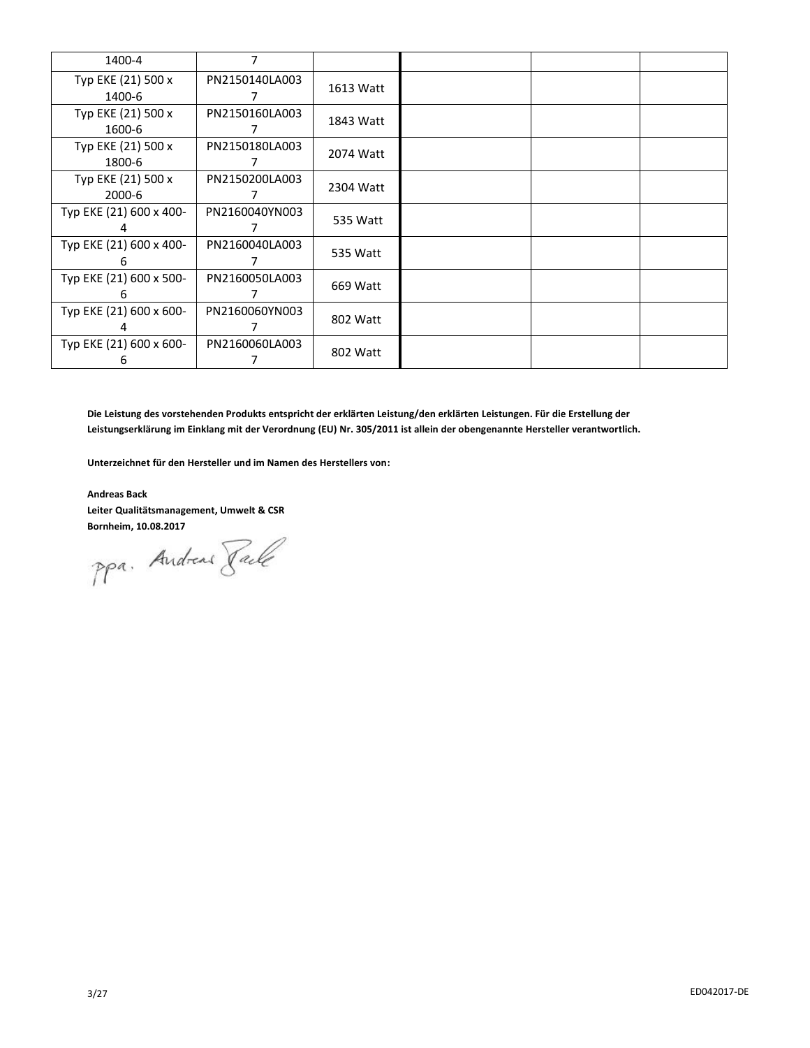| | | | | | |
|---|---|---|---|---|---|
| 1400-4 | 7 | | | | |
| Typ EKE (21) 500 x 1400-6 | PN2150140LA0037 | 1613 Watt | | | |
| Typ EKE (21) 500 x 1600-6 | PN2150160LA0037 | 1843 Watt | | | |
| Typ EKE (21) 500 x 1800-6 | PN2150180LA0037 | 2074 Watt | | | |
| Typ EKE (21) 500 x 2000-6 | PN2150200LA0037 | 2304 Watt | | | |
| Typ EKE (21) 600 x 400-4 | PN2160040YN0037 | 535 Watt | | | |
| Typ EKE (21) 600 x 400-6 | PN2160040LA0037 | 535 Watt | | | |
| Typ EKE (21) 600 x 500-6 | PN2160050LA0037 | 669 Watt | | | |
| Typ EKE (21) 600 x 600-4 | PN2160060YN0037 | 802 Watt | | | |
| Typ EKE (21) 600 x 600-6 | PN2160060LA0037 | 802 Watt | | | |

**Die Leistung des vorstehenden Produkts entspricht der erklärten Leistung/den erklärten Leistungen. Für die Erstellung der Leistungserklärung im Einklang mit der Verordnung (EU) Nr. 305/2011 ist allein der obengenannte Hersteller verantwortlich.**

**Unterzeichnet für den Hersteller und im Namen des Herstellers von:**

**Andreas Back**
**Leiter Qualitätsmanagement, Umwelt & CSR**
**Bornheim, 10.08.2017**

ppa. Andreas Back

ED042017-DE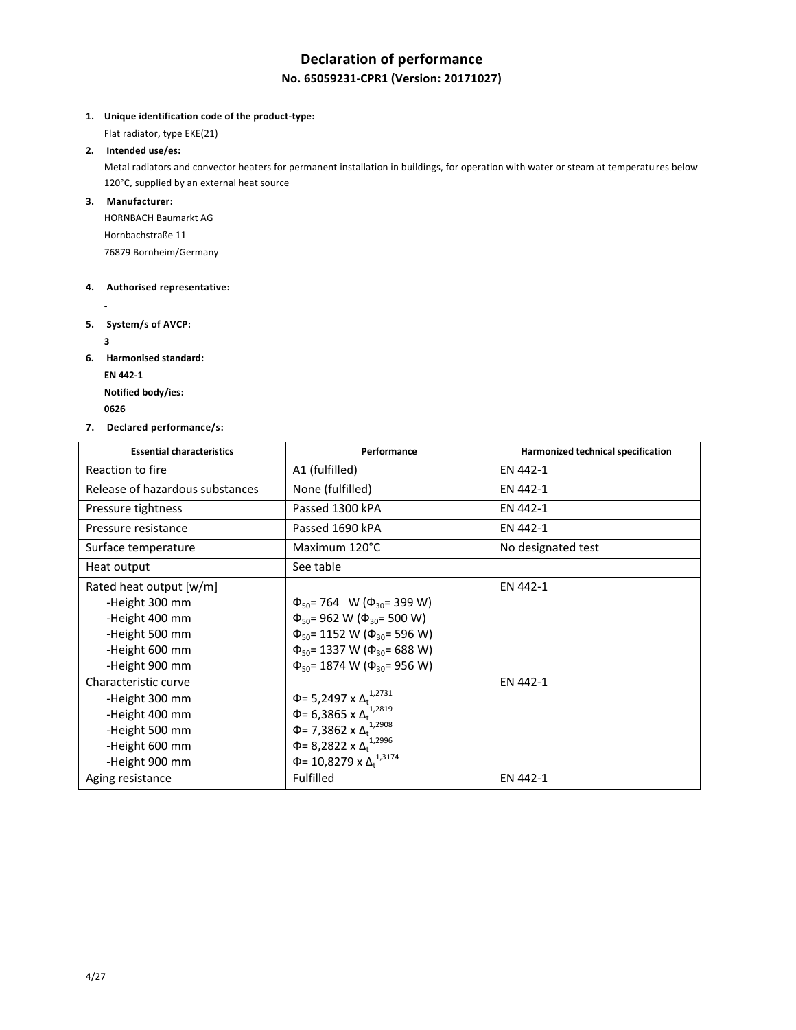# Declaration of performance

## No. 65059231-CPR1 (Version: 20171027)

1. **Unique identification code of the product-type:**

   Flat radiator, type EKE(21)

2. **Intended use/es:**

   Metal radiators and convector heaters for permanent installation in buildings, for operation with water or steam at temperatures below 120°C, supplied by an external heat source

3. **Manufacturer:**

   HORNBACH Baumarkt AG
   Hornbachstraße 11
   76879 Bornheim/Germany

4. **Authorised representative:**

   -

5. **System/s of AVCP:**

   **3**

6. **Harmonised standard:**

   **EN 442-1**

   **Notified body/ies:**

   **0626**

7. **Declared performance/s:**

| Essential characteristics | Performance | Harmonized technical specification |
|---|---|---|
| Reaction to fire | A1 (fulfilled) | EN 442-1 |
| Release of hazardous substances | None (fulfilled) | EN 442-1 |
| Pressure tightness | Passed 1300 kPA | EN 442-1 |
| Pressure resistance | Passed 1690 kPA | EN 442-1 |
| Surface temperature | Maximum 120°C | No designated test |
| Heat output | See table | |
| Rated heat output [w/m]<br>-Height 300 mm<br>-Height 400 mm<br>-Height 500 mm<br>-Height 600 mm<br>-Height 900 mm | <br>$\Phi_{50}$= 764 W ($\Phi_{30}$= 399 W)<br>$\Phi_{50}$= 962 W ($\Phi_{30}$= 500 W)<br>$\Phi_{50}$= 1152 W ($\Phi_{30}$= 596 W)<br>$\Phi_{50}$= 1337 W ($\Phi_{30}$= 688 W)<br>$\Phi_{50}$= 1874 W ($\Phi_{30}$= 956 W) | EN 442-1 |
| Characteristic curve<br>-Height 300 mm<br>-Height 400 mm<br>-Height 500 mm<br>-Height 600 mm<br>-Height 900 mm | <br>$\Phi = 5{,}2497 \times \Delta_t^{1{,}2731}$<br>$\Phi = 6{,}3865 \times \Delta_t^{1{,}2819}$<br>$\Phi = 7{,}3862 \times \Delta_t^{1{,}2908}$<br>$\Phi = 8{,}2822 \times \Delta_t^{1{,}2996}$<br>$\Phi = 10{,}8279 \times \Delta_t^{1{,}3174}$ | EN 442-1 |
| Aging resistance | Fulfilled | EN 442-1 |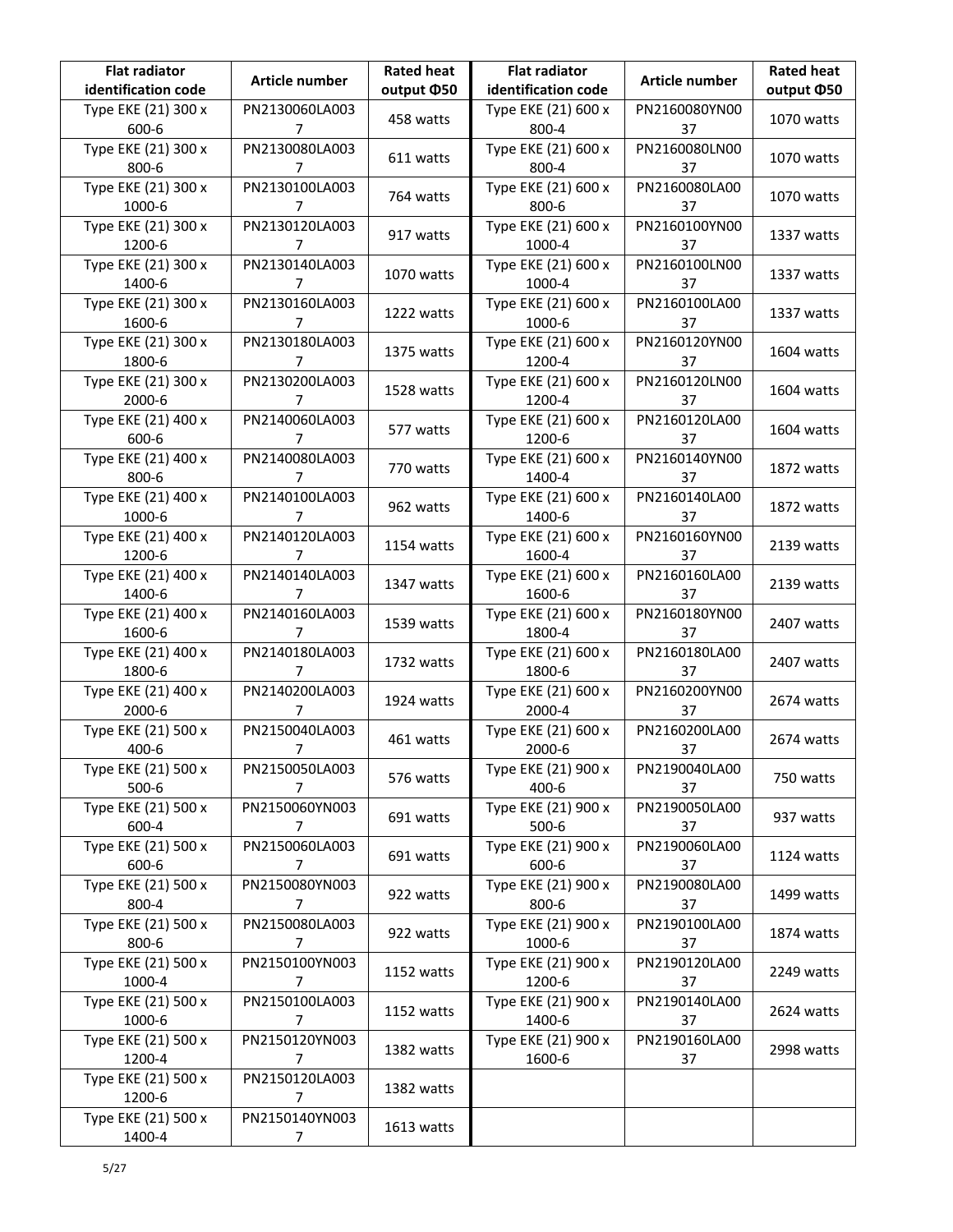| Flat radiator identification code | Article number | Rated heat output Φ50 | Flat radiator identification code | Article number | Rated heat output Φ50 |
|---|---|---|---|---|---|
| Type EKE (21) 300 x 600-6 | PN2130060LA0037 | 458 watts | Type EKE (21) 600 x 800-4 | PN2160080YN0037 | 1070 watts |
| Type EKE (21) 300 x 800-6 | PN2130080LA0037 | 611 watts | Type EKE (21) 600 x 800-4 | PN2160080LN0037 | 1070 watts |
| Type EKE (21) 300 x 1000-6 | PN2130100LA0037 | 764 watts | Type EKE (21) 600 x 800-6 | PN2160080LA0037 | 1070 watts |
| Type EKE (21) 300 x 1200-6 | PN2130120LA0037 | 917 watts | Type EKE (21) 600 x 1000-4 | PN2160100YN0037 | 1337 watts |
| Type EKE (21) 300 x 1400-6 | PN2130140LA0037 | 1070 watts | Type EKE (21) 600 x 1000-4 | PN2160100LN0037 | 1337 watts |
| Type EKE (21) 300 x 1600-6 | PN2130160LA0037 | 1222 watts | Type EKE (21) 600 x 1000-6 | PN2160100LA0037 | 1337 watts |
| Type EKE (21) 300 x 1800-6 | PN2130180LA0037 | 1375 watts | Type EKE (21) 600 x 1200-4 | PN2160120YN0037 | 1604 watts |
| Type EKE (21) 300 x 2000-6 | PN2130200LA0037 | 1528 watts | Type EKE (21) 600 x 1200-4 | PN2160120LN0037 | 1604 watts |
| Type EKE (21) 400 x 600-6 | PN2140060LA0037 | 577 watts | Type EKE (21) 600 x 1200-6 | PN2160120LA0037 | 1604 watts |
| Type EKE (21) 400 x 800-6 | PN2140080LA0037 | 770 watts | Type EKE (21) 600 x 1400-4 | PN2160140YN0037 | 1872 watts |
| Type EKE (21) 400 x 1000-6 | PN2140100LA0037 | 962 watts | Type EKE (21) 600 x 1400-6 | PN2160140LA0037 | 1872 watts |
| Type EKE (21) 400 x 1200-6 | PN2140120LA0037 | 1154 watts | Type EKE (21) 600 x 1600-4 | PN2160160YN0037 | 2139 watts |
| Type EKE (21) 400 x 1400-6 | PN2140140LA0037 | 1347 watts | Type EKE (21) 600 x 1600-6 | PN2160160LA0037 | 2139 watts |
| Type EKE (21) 400 x 1600-6 | PN2140160LA0037 | 1539 watts | Type EKE (21) 600 x 1800-4 | PN2160180YN0037 | 2407 watts |
| Type EKE (21) 400 x 1800-6 | PN2140180LA0037 | 1732 watts | Type EKE (21) 600 x 1800-6 | PN2160180LA0037 | 2407 watts |
| Type EKE (21) 400 x 2000-6 | PN2140200LA0037 | 1924 watts | Type EKE (21) 600 x 2000-4 | PN2160200YN0037 | 2674 watts |
| Type EKE (21) 500 x 400-6 | PN2150040LA0037 | 461 watts | Type EKE (21) 600 x 2000-6 | PN2160200LA0037 | 2674 watts |
| Type EKE (21) 500 x 500-6 | PN2150050LA0037 | 576 watts | Type EKE (21) 900 x 400-6 | PN2190040LA0037 | 750 watts |
| Type EKE (21) 500 x 600-4 | PN2150060YN0037 | 691 watts | Type EKE (21) 900 x 500-6 | PN2190050LA0037 | 937 watts |
| Type EKE (21) 500 x 600-6 | PN2150060LA0037 | 691 watts | Type EKE (21) 900 x 600-6 | PN2190060LA0037 | 1124 watts |
| Type EKE (21) 500 x 800-4 | PN2150080YN0037 | 922 watts | Type EKE (21) 900 x 800-6 | PN2190080LA0037 | 1499 watts |
| Type EKE (21) 500 x 800-6 | PN2150080LA0037 | 922 watts | Type EKE (21) 900 x 1000-6 | PN2190100LA0037 | 1874 watts |
| Type EKE (21) 500 x 1000-4 | PN2150100YN0037 | 1152 watts | Type EKE (21) 900 x 1200-6 | PN2190120LA0037 | 2249 watts |
| Type EKE (21) 500 x 1000-6 | PN2150100LA0037 | 1152 watts | Type EKE (21) 900 x 1400-6 | PN2190140LA0037 | 2624 watts |
| Type EKE (21) 500 x 1200-4 | PN2150120YN0037 | 1382 watts | Type EKE (21) 900 x 1600-6 | PN2190160LA0037 | 2998 watts |
| Type EKE (21) 500 x 1200-6 | PN2150120LA0037 | 1382 watts | | | |
| Type EKE (21) 500 x 1400-4 | PN2150140YN0037 | 1613 watts | | | |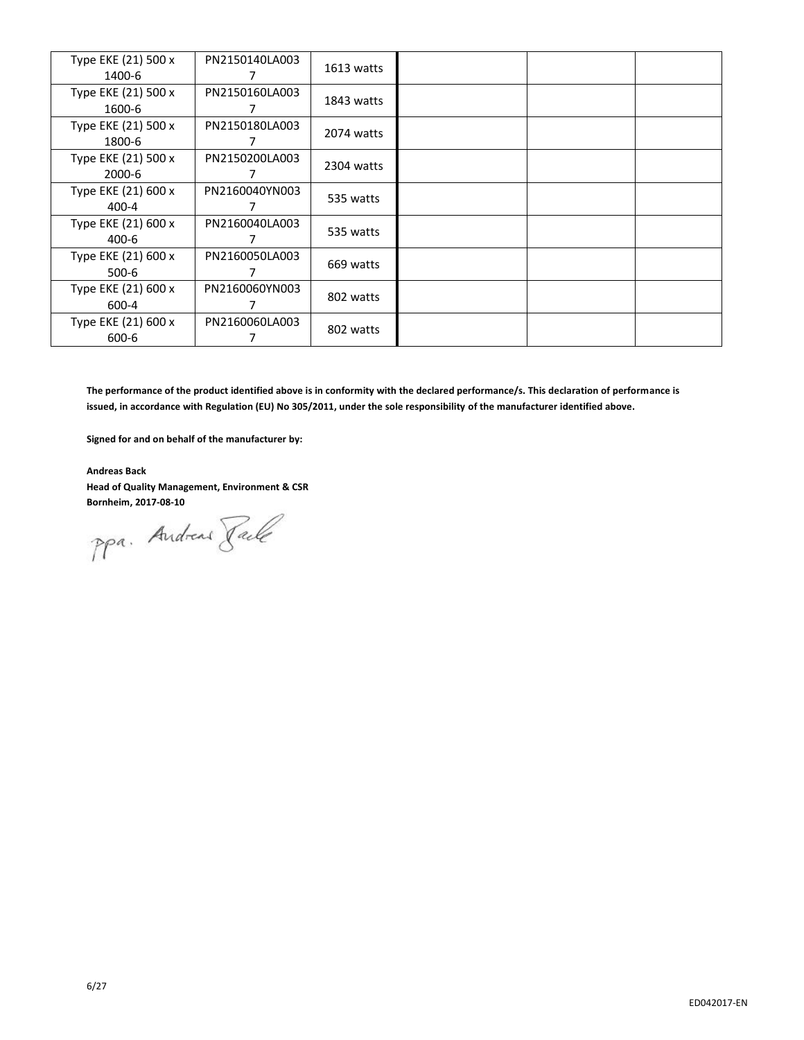| | | | | | |
|---|---|---|---|---|---|
| Type EKE (21) 500 x 1400-6 | PN2150140LA0037 | 1613 watts | | | |
| Type EKE (21) 500 x 1600-6 | PN2150160LA0037 | 1843 watts | | | |
| Type EKE (21) 500 x 1800-6 | PN2150180LA0037 | 2074 watts | | | |
| Type EKE (21) 500 x 2000-6 | PN2150200LA0037 | 2304 watts | | | |
| Type EKE (21) 600 x 400-4 | PN2160040YN0037 | 535 watts | | | |
| Type EKE (21) 600 x 400-6 | PN2160040LA0037 | 535 watts | | | |
| Type EKE (21) 600 x 500-6 | PN2160050LA0037 | 669 watts | | | |
| Type EKE (21) 600 x 600-4 | PN2160060YN0037 | 802 watts | | | |
| Type EKE (21) 600 x 600-6 | PN2160060LA0037 | 802 watts | | | |

**The performance of the product identified above is in conformity with the declared performance/s. This declaration of performance is issued, in accordance with Regulation (EU) No 305/2011, under the sole responsibility of the manufacturer identified above.**

**Signed for and on behalf of the manufacturer by:**

**Andreas Back**
**Head of Quality Management, Environment & CSR**
**Bornheim, 2017-08-10**

ppa. Andreas Back

ED042017-EN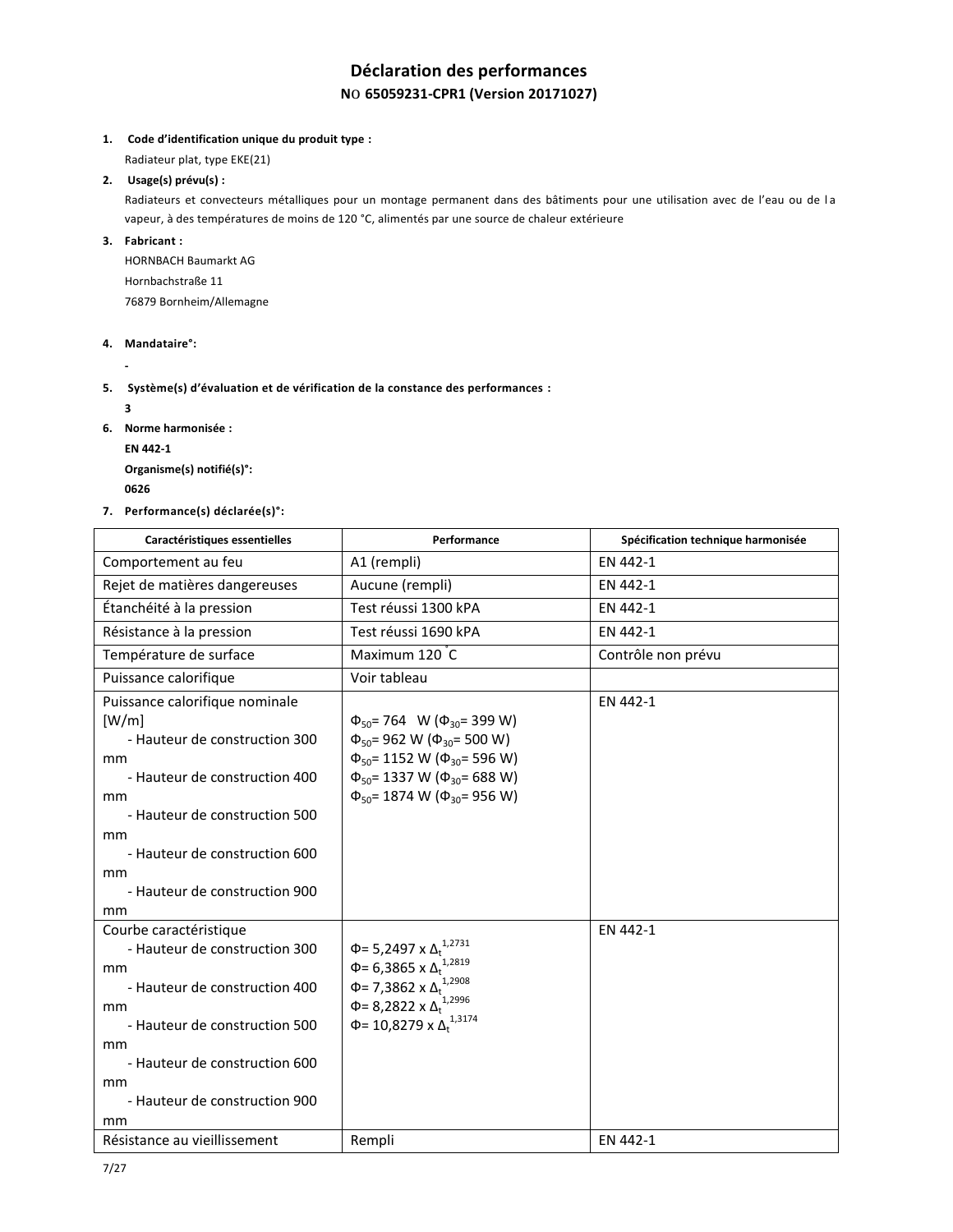# Déclaration des performances

## NO 65059231-CPR1 (Version 20171027)

1. **Code d'identification unique du produit type :**
   Radiateur plat, type EKE(21)
2. **Usage(s) prévu(s) :**
   Radiateurs et convecteurs métalliques pour un montage permanent dans des bâtiments pour une utilisation avec de l'eau ou de la vapeur, à des températures de moins de 120 °C, alimentés par une source de chaleur extérieure
3. **Fabricant :**
   HORNBACH Baumarkt AG
   Hornbachstraße 11
   76879 Bornheim/Allemagne
4. **Mandataire°:**
   -
5. **Système(s) d'évaluation et de vérification de la constance des performances :**
   **3**
6. **Norme harmonisée :**
   **EN 442-1**
   **Organisme(s) notifié(s)°:**
   **0626**
7. **Performance(s) déclarée(s)°:**

| Caractéristiques essentielles | Performance | Spécification technique harmonisée |
|---|---|---|
| Comportement au feu | A1 (rempli) | EN 442-1 |
| Rejet de matières dangereuses | Aucune (rempli) | EN 442-1 |
| Étanchéité à la pression | Test réussi 1300 kPA | EN 442-1 |
| Résistance à la pression | Test réussi 1690 kPA | EN 442-1 |
| Température de surface | Maximum 120 °C | Contrôle non prévu |
| Puissance calorifique | Voir tableau | |
| Puissance calorifique nominale [W/m]<br>- Hauteur de construction 300 mm<br>- Hauteur de construction 400 mm<br>- Hauteur de construction 500 mm<br>- Hauteur de construction 600 mm<br>- Hauteur de construction 900 mm | $\Phi_{50}$= 764 W ($\Phi_{30}$= 399 W)<br>$\Phi_{50}$= 962 W ($\Phi_{30}$= 500 W)<br>$\Phi_{50}$= 1152 W ($\Phi_{30}$= 596 W)<br>$\Phi_{50}$= 1337 W ($\Phi_{30}$= 688 W)<br>$\Phi_{50}$= 1874 W ($\Phi_{30}$= 956 W) | EN 442-1 |
| Courbe caractéristique<br>- Hauteur de construction 300 mm<br>- Hauteur de construction 400 mm<br>- Hauteur de construction 500 mm<br>- Hauteur de construction 600 mm<br>- Hauteur de construction 900 mm | $\Phi$= 5,2497 x $\Delta_t^{1,2731}$<br>$\Phi$= 6,3865 x $\Delta_t^{1,2819}$<br>$\Phi$= 7,3862 x $\Delta_t^{1,2908}$<br>$\Phi$= 8,2822 x $\Delta_t^{1,2996}$<br>$\Phi$= 10,8279 x $\Delta_t^{1,3174}$ | EN 442-1 |
| Résistance au vieillissement | Rempli | EN 442-1 |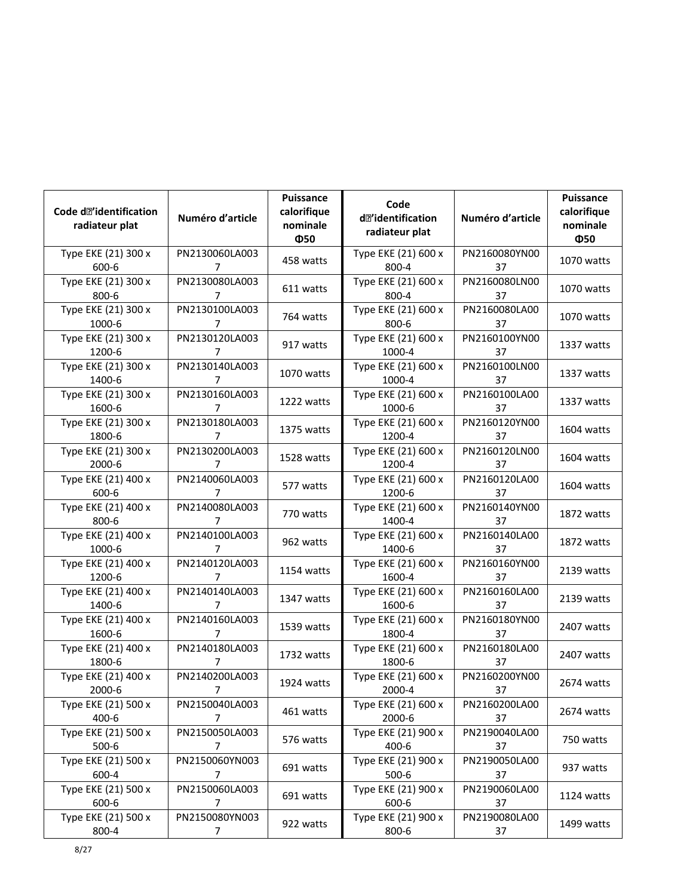| Code d'identification radiateur plat | Numéro d'article | Puissance calorifique nominale Φ50 | Code d'identification radiateur plat | Numéro d'article | Puissance calorifique nominale Φ50 |
|---|---|---|---|---|---|
| Type EKE (21) 300 x 600-6 | PN2130060LA0037 | 458 watts | Type EKE (21) 600 x 800-4 | PN2160080YN0037 | 1070 watts |
| Type EKE (21) 300 x 800-6 | PN2130080LA0037 | 611 watts | Type EKE (21) 600 x 800-4 | PN2160080LN0037 | 1070 watts |
| Type EKE (21) 300 x 1000-6 | PN2130100LA0037 | 764 watts | Type EKE (21) 600 x 800-6 | PN2160080LA0037 | 1070 watts |
| Type EKE (21) 300 x 1200-6 | PN2130120LA0037 | 917 watts | Type EKE (21) 600 x 1000-4 | PN2160100YN0037 | 1337 watts |
| Type EKE (21) 300 x 1400-6 | PN2130140LA0037 | 1070 watts | Type EKE (21) 600 x 1000-4 | PN2160100LN0037 | 1337 watts |
| Type EKE (21) 300 x 1600-6 | PN2130160LA0037 | 1222 watts | Type EKE (21) 600 x 1000-6 | PN2160100LA0037 | 1337 watts |
| Type EKE (21) 300 x 1800-6 | PN2130180LA0037 | 1375 watts | Type EKE (21) 600 x 1200-4 | PN2160120YN0037 | 1604 watts |
| Type EKE (21) 300 x 2000-6 | PN2130200LA0037 | 1528 watts | Type EKE (21) 600 x 1200-4 | PN2160120LN0037 | 1604 watts |
| Type EKE (21) 400 x 600-6 | PN2140060LA0037 | 577 watts | Type EKE (21) 600 x 1200-6 | PN2160120LA0037 | 1604 watts |
| Type EKE (21) 400 x 800-6 | PN2140080LA0037 | 770 watts | Type EKE (21) 600 x 1400-4 | PN2160140YN0037 | 1872 watts |
| Type EKE (21) 400 x 1000-6 | PN2140100LA0037 | 962 watts | Type EKE (21) 600 x 1400-6 | PN2160140LA0037 | 1872 watts |
| Type EKE (21) 400 x 1200-6 | PN2140120LA0037 | 1154 watts | Type EKE (21) 600 x 1600-4 | PN2160160YN0037 | 2139 watts |
| Type EKE (21) 400 x 1400-6 | PN2140140LA0037 | 1347 watts | Type EKE (21) 600 x 1600-6 | PN2160160LA0037 | 2139 watts |
| Type EKE (21) 400 x 1600-6 | PN2140160LA0037 | 1539 watts | Type EKE (21) 600 x 1800-4 | PN2160180YN0037 | 2407 watts |
| Type EKE (21) 400 x 1800-6 | PN2140180LA0037 | 1732 watts | Type EKE (21) 600 x 1800-6 | PN2160180LA0037 | 2407 watts |
| Type EKE (21) 400 x 2000-6 | PN2140200LA0037 | 1924 watts | Type EKE (21) 600 x 2000-4 | PN2160200YN0037 | 2674 watts |
| Type EKE (21) 500 x 400-6 | PN2150040LA0037 | 461 watts | Type EKE (21) 600 x 2000-6 | PN2160200LA0037 | 2674 watts |
| Type EKE (21) 500 x 500-6 | PN2150050LA0037 | 576 watts | Type EKE (21) 900 x 400-6 | PN2190040LA0037 | 750 watts |
| Type EKE (21) 500 x 600-4 | PN2150060YN0037 | 691 watts | Type EKE (21) 900 x 500-6 | PN2190050LA0037 | 937 watts |
| Type EKE (21) 500 x 600-6 | PN2150060LA0037 | 691 watts | Type EKE (21) 900 x 600-6 | PN2190060LA0037 | 1124 watts |
| Type EKE (21) 500 x 800-4 | PN2150080YN0037 | 922 watts | Type EKE (21) 900 x 800-6 | PN2190080LA0037 | 1499 watts |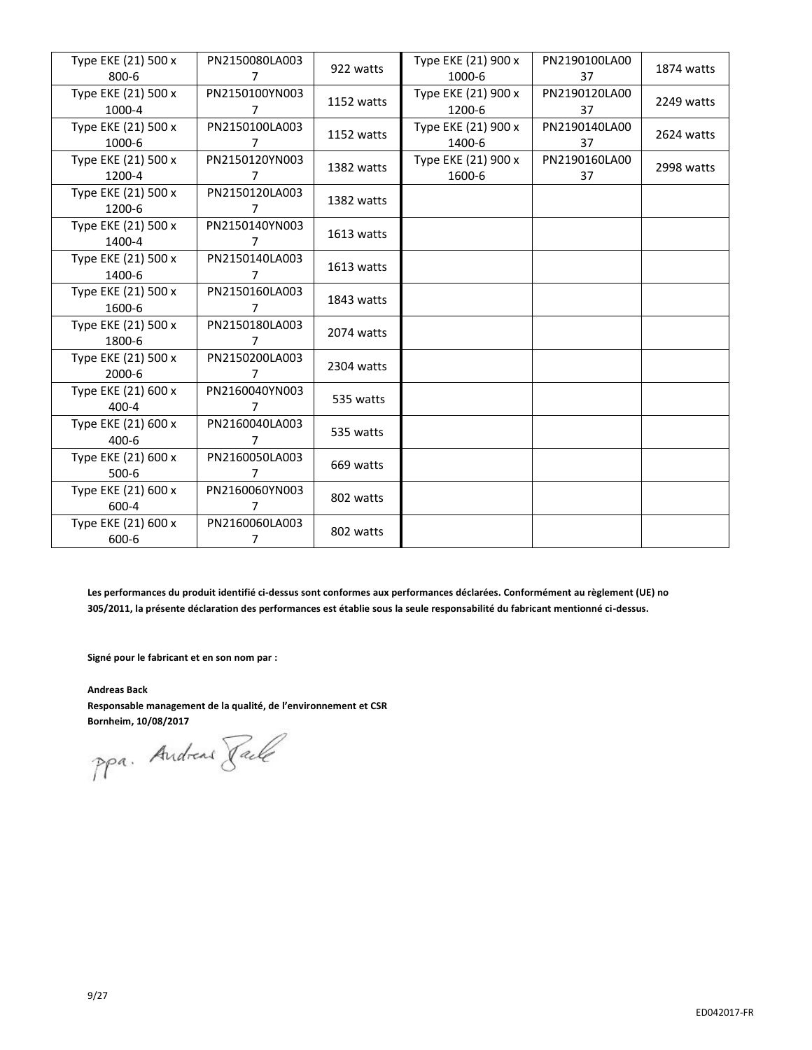| Type EKE (21) 500 x 800-6 | PN2150080LA0037 | 922 watts | Type EKE (21) 900 x 1000-6 | PN2190100LA0037 | 1874 watts |
|---|---|---|---|---|---|
| Type EKE (21) 500 x 1000-4 | PN2150100YN0037 | 1152 watts | Type EKE (21) 900 x 1200-6 | PN2190120LA0037 | 2249 watts |
| Type EKE (21) 500 x 1000-6 | PN2150100LA0037 | 1152 watts | Type EKE (21) 900 x 1400-6 | PN2190140LA0037 | 2624 watts |
| Type EKE (21) 500 x 1200-4 | PN2150120YN0037 | 1382 watts | Type EKE (21) 900 x 1600-6 | PN2190160LA0037 | 2998 watts |
| Type EKE (21) 500 x 1200-6 | PN2150120LA0037 | 1382 watts | | | |
| Type EKE (21) 500 x 1400-4 | PN2150140YN0037 | 1613 watts | | | |
| Type EKE (21) 500 x 1400-6 | PN2150140LA0037 | 1613 watts | | | |
| Type EKE (21) 500 x 1600-6 | PN2150160LA0037 | 1843 watts | | | |
| Type EKE (21) 500 x 1800-6 | PN2150180LA0037 | 2074 watts | | | |
| Type EKE (21) 500 x 2000-6 | PN2150200LA0037 | 2304 watts | | | |
| Type EKE (21) 600 x 400-4 | PN2160040YN0037 | 535 watts | | | |
| Type EKE (21) 600 x 400-6 | PN2160040LA0037 | 535 watts | | | |
| Type EKE (21) 600 x 500-6 | PN2160050LA0037 | 669 watts | | | |
| Type EKE (21) 600 x 600-4 | PN2160060YN0037 | 802 watts | | | |
| Type EKE (21) 600 x 600-6 | PN2160060LA0037 | 802 watts | | | |

**Les performances du produit identifié ci-dessus sont conformes aux performances déclarées. Conformément au règlement (UE) no 305/2011, la présente déclaration des performances est établie sous la seule responsabilité du fabricant mentionné ci-dessus.**

**Signé pour le fabricant et en son nom par :**

**Andreas Back**
**Responsable management de la qualité, de l'environnement et CSR**
**Bornheim, 10/08/2017**

ppa. Andreas Back

ED042017-FR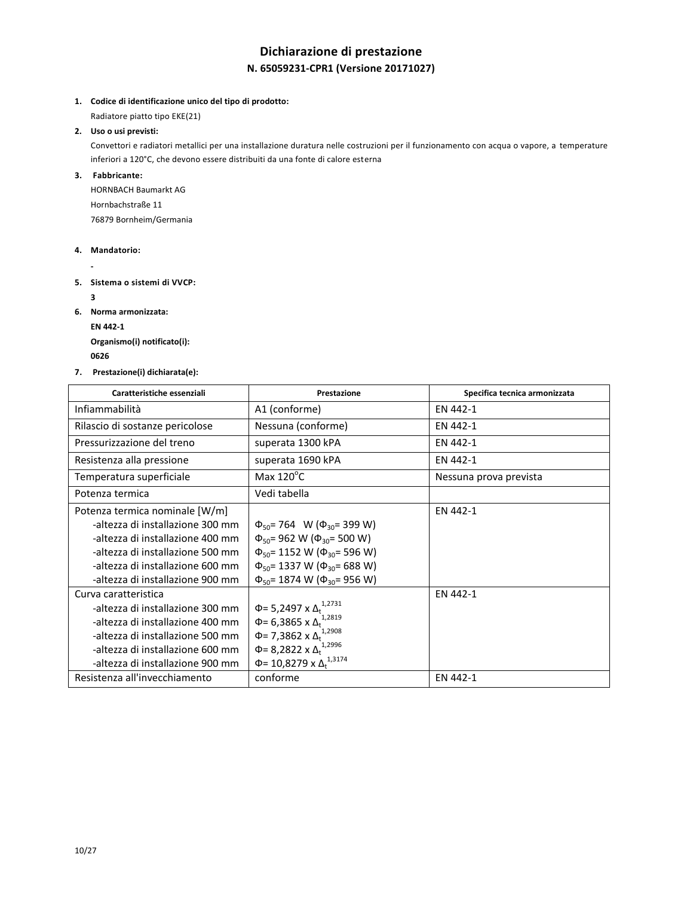# Dichiarazione di prestazione

## N. 65059231-CPR1 (Versione 20171027)

1. **Codice di identificazione unico del tipo di prodotto:**

   Radiatore piatto tipo EKE(21)

2. **Uso o usi previsti:**

   Convettori e radiatori metallici per una installazione duratura nelle costruzioni per il funzionamento con acqua o vapore, a temperature inferiori a 120°C, che devono essere distribuiti da una fonte di calore esterna

3. **Fabbricante:**

   HORNBACH Baumarkt AG

   Hornbachstraße 11

   76879 Bornheim/Germania

4. **Mandatorio:**

   -

5. **Sistema o sistemi di VVCP:**

   **3**

6. **Norma armonizzata:**

   **EN 442-1**

   **Organismo(i) notificato(i):**

   **0626**

7. **Prestazione(i) dichiarata(e):**

| Caratteristiche essenziali | Prestazione | Specifica tecnica armonizzata |
|---|---|---|
| Infiammabilità | A1 (conforme) | EN 442-1 |
| Rilascio di sostanze pericolose | Nessuna (conforme) | EN 442-1 |
| Pressurizzazione del treno | superata 1300 kPA | EN 442-1 |
| Resistenza alla pressione | superata 1690 kPA | EN 442-1 |
| Temperatura superficiale | Max 120°C | Nessuna prova prevista |
| Potenza termica | Vedi tabella | |
| Potenza termica nominale [W/m]<br>-altezza di installazione 300 mm<br>-altezza di installazione 400 mm<br>-altezza di installazione 500 mm<br>-altezza di installazione 600 mm<br>-altezza di installazione 900 mm | <br>$\Phi_{50}$= 764 W ($\Phi_{30}$= 399 W)<br>$\Phi_{50}$= 962 W ($\Phi_{30}$= 500 W)<br>$\Phi_{50}$= 1152 W ($\Phi_{30}$= 596 W)<br>$\Phi_{50}$= 1337 W ($\Phi_{30}$= 688 W)<br>$\Phi_{50}$= 1874 W ($\Phi_{30}$= 956 W) | EN 442-1 |
| Curva caratteristica<br>-altezza di installazione 300 mm<br>-altezza di installazione 400 mm<br>-altezza di installazione 500 mm<br>-altezza di installazione 600 mm<br>-altezza di installazione 900 mm | <br>$\Phi = 5{,}2497 \times \Delta_t^{1{,}2731}$<br>$\Phi = 6{,}3865 \times \Delta_t^{1{,}2819}$<br>$\Phi = 7{,}3862 \times \Delta_t^{1{,}2908}$<br>$\Phi = 8{,}2822 \times \Delta_t^{1{,}2996}$<br>$\Phi = 10{,}8279 \times \Delta_t^{1{,}3174}$ | EN 442-1 |
| Resistenza all'invecchiamento | conforme | EN 442-1 |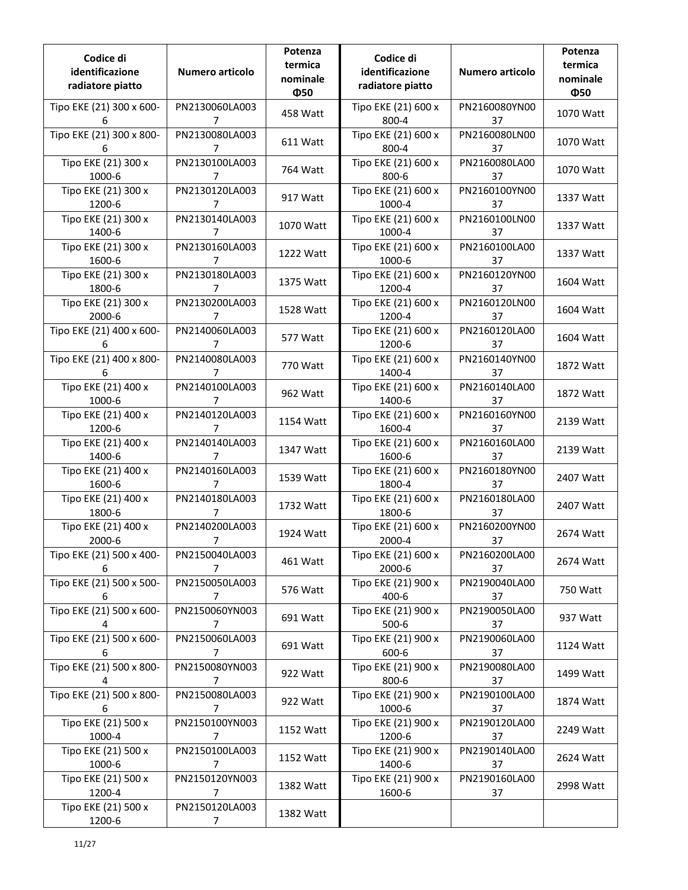| Codice di identificazione radiatore piatto | Numero articolo | Potenza termica nominale Φ50 | Codice di identificazione radiatore piatto | Numero articolo | Potenza termica nominale Φ50 |
|---|---|---|---|---|---|
| Tipo EKE (21) 300 x 600-6 | PN2130060LA0037 | 458 Watt | Tipo EKE (21) 600 x 800-4 | PN2160080YN0037 | 1070 Watt |
| Tipo EKE (21) 300 x 800-6 | PN2130080LA0037 | 611 Watt | Tipo EKE (21) 600 x 800-4 | PN2160080LN0037 | 1070 Watt |
| Tipo EKE (21) 300 x 1000-6 | PN2130100LA0037 | 764 Watt | Tipo EKE (21) 600 x 800-6 | PN2160080LA0037 | 1070 Watt |
| Tipo EKE (21) 300 x 1200-6 | PN2130120LA0037 | 917 Watt | Tipo EKE (21) 600 x 1000-4 | PN2160100YN0037 | 1337 Watt |
| Tipo EKE (21) 300 x 1400-6 | PN2130140LA0037 | 1070 Watt | Tipo EKE (21) 600 x 1000-4 | PN2160100LN0037 | 1337 Watt |
| Tipo EKE (21) 300 x 1600-6 | PN2130160LA0037 | 1222 Watt | Tipo EKE (21) 600 x 1000-6 | PN2160100LA0037 | 1337 Watt |
| Tipo EKE (21) 300 x 1800-6 | PN2130180LA0037 | 1375 Watt | Tipo EKE (21) 600 x 1200-4 | PN2160120YN0037 | 1604 Watt |
| Tipo EKE (21) 300 x 2000-6 | PN2130200LA0037 | 1528 Watt | Tipo EKE (21) 600 x 1200-4 | PN2160120LN0037 | 1604 Watt |
| Tipo EKE (21) 400 x 600-6 | PN2140060LA0037 | 577 Watt | Tipo EKE (21) 600 x 1200-6 | PN2160120LA0037 | 1604 Watt |
| Tipo EKE (21) 400 x 800-6 | PN2140080LA0037 | 770 Watt | Tipo EKE (21) 600 x 1400-4 | PN2160140YN0037 | 1872 Watt |
| Tipo EKE (21) 400 x 1000-6 | PN2140100LA0037 | 962 Watt | Tipo EKE (21) 600 x 1400-6 | PN2160140LA0037 | 1872 Watt |
| Tipo EKE (21) 400 x 1200-6 | PN2140120LA0037 | 1154 Watt | Tipo EKE (21) 600 x 1600-4 | PN2160160YN0037 | 2139 Watt |
| Tipo EKE (21) 400 x 1400-6 | PN2140140LA0037 | 1347 Watt | Tipo EKE (21) 600 x 1600-6 | PN2160160LA0037 | 2139 Watt |
| Tipo EKE (21) 400 x 1600-6 | PN2140160LA0037 | 1539 Watt | Tipo EKE (21) 600 x 1800-4 | PN2160180YN0037 | 2407 Watt |
| Tipo EKE (21) 400 x 1800-6 | PN2140180LA0037 | 1732 Watt | Tipo EKE (21) 600 x 1800-6 | PN2160180LA0037 | 2407 Watt |
| Tipo EKE (21) 400 x 2000-6 | PN2140200LA0037 | 1924 Watt | Tipo EKE (21) 600 x 2000-4 | PN2160200YN0037 | 2674 Watt |
| Tipo EKE (21) 500 x 400-6 | PN2150040LA0037 | 461 Watt | Tipo EKE (21) 600 x 2000-6 | PN2160200LA0037 | 2674 Watt |
| Tipo EKE (21) 500 x 500-6 | PN2150050LA0037 | 576 Watt | Tipo EKE (21) 900 x 400-6 | PN2190040LA0037 | 750 Watt |
| Tipo EKE (21) 500 x 600-4 | PN2150060YN0037 | 691 Watt | Tipo EKE (21) 900 x 500-6 | PN2190050LA0037 | 937 Watt |
| Tipo EKE (21) 500 x 600-6 | PN2150060LA0037 | 691 Watt | Tipo EKE (21) 900 x 600-6 | PN2190060LA0037 | 1124 Watt |
| Tipo EKE (21) 500 x 800-4 | PN2150080YN0037 | 922 Watt | Tipo EKE (21) 900 x 800-6 | PN2190080LA0037 | 1499 Watt |
| Tipo EKE (21) 500 x 800-6 | PN2150080LA0037 | 922 Watt | Tipo EKE (21) 900 x 1000-6 | PN2190100LA0037 | 1874 Watt |
| Tipo EKE (21) 500 x 1000-4 | PN2150100YN0037 | 1152 Watt | Tipo EKE (21) 900 x 1200-6 | PN2190120LA0037 | 2249 Watt |
| Tipo EKE (21) 500 x 1000-6 | PN2150100LA0037 | 1152 Watt | Tipo EKE (21) 900 x 1400-6 | PN2190140LA0037 | 2624 Watt |
| Tipo EKE (21) 500 x 1200-4 | PN2150120YN0037 | 1382 Watt | Tipo EKE (21) 900 x 1600-6 | PN2190160LA0037 | 2998 Watt |
| Tipo EKE (21) 500 x 1200-6 | PN2150120LA0037 | 1382 Watt | | | |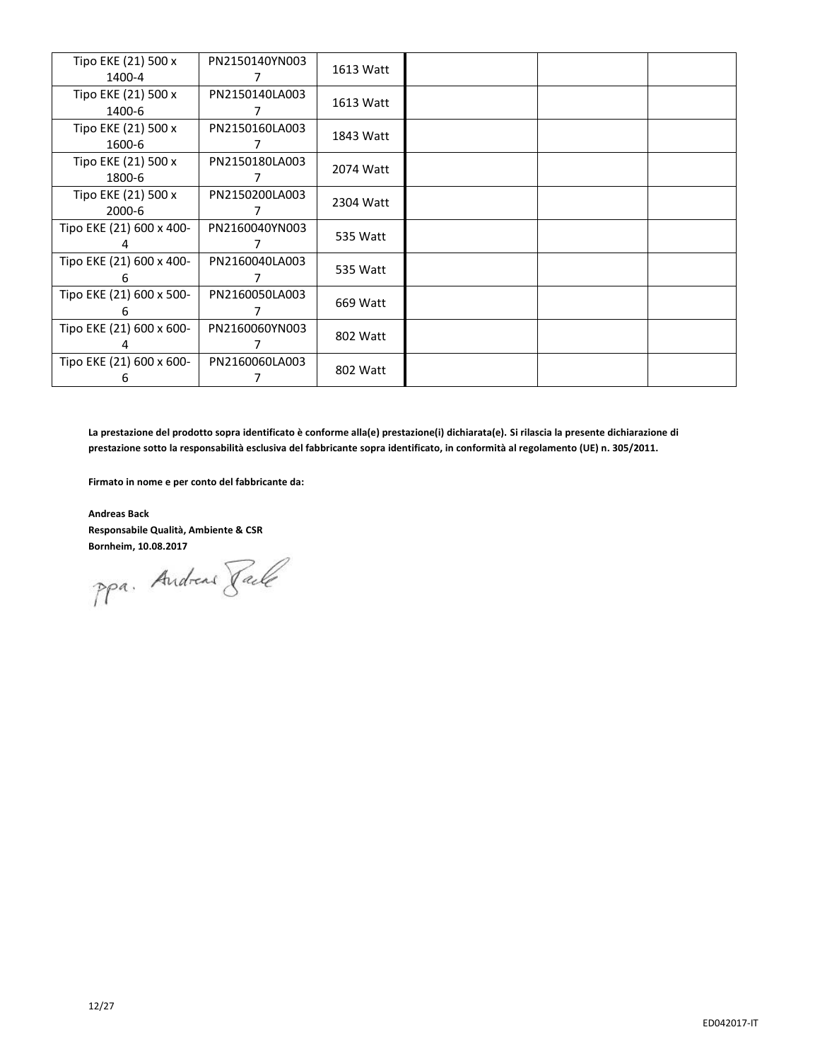| | | | | | |
|---|---|---|---|---|---|
| Tipo EKE (21) 500 x 1400-4 | PN2150140YN0037 | 1613 Watt | | | |
| Tipo EKE (21) 500 x 1400-6 | PN2150140LA0037 | 1613 Watt | | | |
| Tipo EKE (21) 500 x 1600-6 | PN2150160LA0037 | 1843 Watt | | | |
| Tipo EKE (21) 500 x 1800-6 | PN2150180LA0037 | 2074 Watt | | | |
| Tipo EKE (21) 500 x 2000-6 | PN2150200LA0037 | 2304 Watt | | | |
| Tipo EKE (21) 600 x 400-4 | PN2160040YN0037 | 535 Watt | | | |
| Tipo EKE (21) 600 x 400-6 | PN2160040LA0037 | 535 Watt | | | |
| Tipo EKE (21) 600 x 500-6 | PN2160050LA0037 | 669 Watt | | | |
| Tipo EKE (21) 600 x 600-4 | PN2160060YN0037 | 802 Watt | | | |
| Tipo EKE (21) 600 x 600-6 | PN2160060LA0037 | 802 Watt | | | |

**La prestazione del prodotto sopra identificato è conforme alla(e) prestazione(i) dichiarata(e). Si rilascia la presente dichiarazione di prestazione sotto la responsabilità esclusiva del fabbricante sopra identificato, in conformità al regolamento (UE) n. 305/2011.**

**Firmato in nome e per conto del fabbricante da:**

**Andreas Back**
**Responsabile Qualità, Ambiente & CSR**
**Bornheim, 10.08.2017**

ppa. Andreas Back

ED042017-IT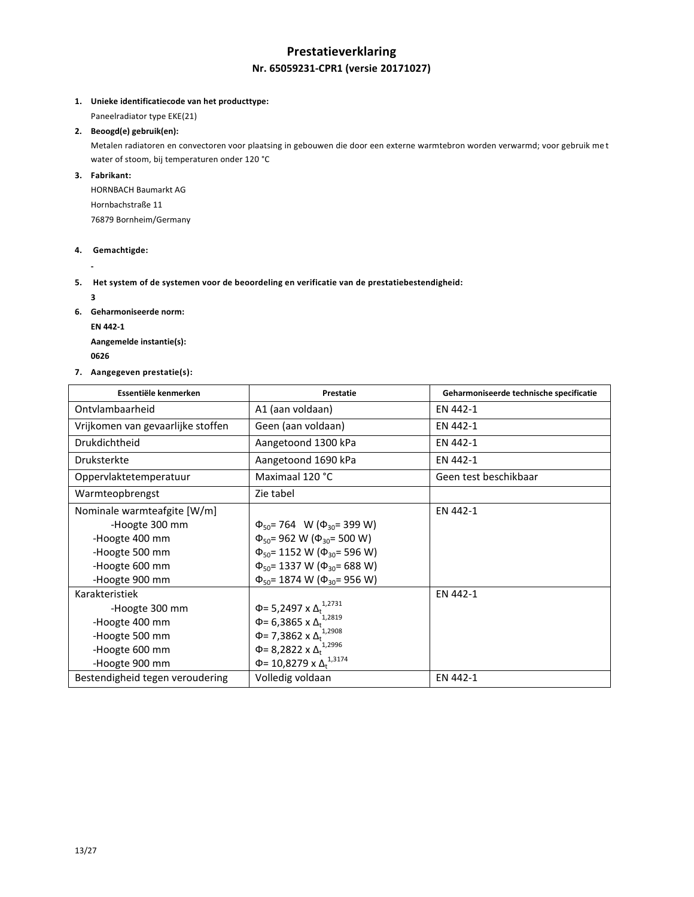# Prestatieverklaring

## Nr. 65059231-CPR1 (versie 20171027)

1. **Unieke identificatiecode van het producttype:**

   Paneelradiator type EKE(21)

2. **Beoogd(e) gebruik(en):**

   Metalen radiatoren en convectoren voor plaatsing in gebouwen die door een externe warmtebron worden verwarmd; voor gebruik met water of stoom, bij temperaturen onder 120 °C

3. **Fabrikant:**

   HORNBACH Baumarkt AG

   Hornbachstraße 11

   76879 Bornheim/Germany

4. **Gemachtigde:**

   -

5. **Het system of de systemen voor de beoordeling en verificatie van de prestatiebestendigheid:**

   **3**

6. **Geharmoniseerde norm:**

   **EN 442-1**

   **Aangemelde instantie(s):**

   **0626**

7. **Aangegeven prestatie(s):**

| Essentiële kenmerken | Prestatie | Geharmoniseerde technische specificatie |
|---|---|---|
| Ontvlambaarheid | A1 (aan voldaan) | EN 442-1 |
| Vrijkomen van gevaarlijke stoffen | Geen (aan voldaan) | EN 442-1 |
| Drukdichtheid | Aangetoond 1300 kPa | EN 442-1 |
| Druksterkte | Aangetoond 1690 kPa | EN 442-1 |
| Oppervlaktetemperatuur | Maximaal 120 °C | Geen test beschikbaar |
| Warmteopbrengst | Zie tabel | |
| Nominale warmteafgite [W/m]<br>-Hoogte 300 mm<br>-Hoogte 400 mm<br>-Hoogte 500 mm<br>-Hoogte 600 mm<br>-Hoogte 900 mm | <br>$\Phi_{50}$= 764 W ($\Phi_{30}$= 399 W)<br>$\Phi_{50}$= 962 W ($\Phi_{30}$= 500 W)<br>$\Phi_{50}$= 1152 W ($\Phi_{30}$= 596 W)<br>$\Phi_{50}$= 1337 W ($\Phi_{30}$= 688 W)<br>$\Phi_{50}$= 1874 W ($\Phi_{30}$= 956 W) | EN 442-1 |
| Karakteristiek<br>-Hoogte 300 mm<br>-Hoogte 400 mm<br>-Hoogte 500 mm<br>-Hoogte 600 mm<br>-Hoogte 900 mm | <br>$\Phi$= 5,2497 x $\Delta_t^{1,2731}$<br>$\Phi$= 6,3865 x $\Delta_t^{1,2819}$<br>$\Phi$= 7,3862 x $\Delta_t^{1,2908}$<br>$\Phi$= 8,2822 x $\Delta_t^{1,2996}$<br>$\Phi$= 10,8279 x $\Delta_t^{1,3174}$ | EN 442-1 |
| Bestendigheid tegen veroudering | Volledig voldaan | EN 442-1 |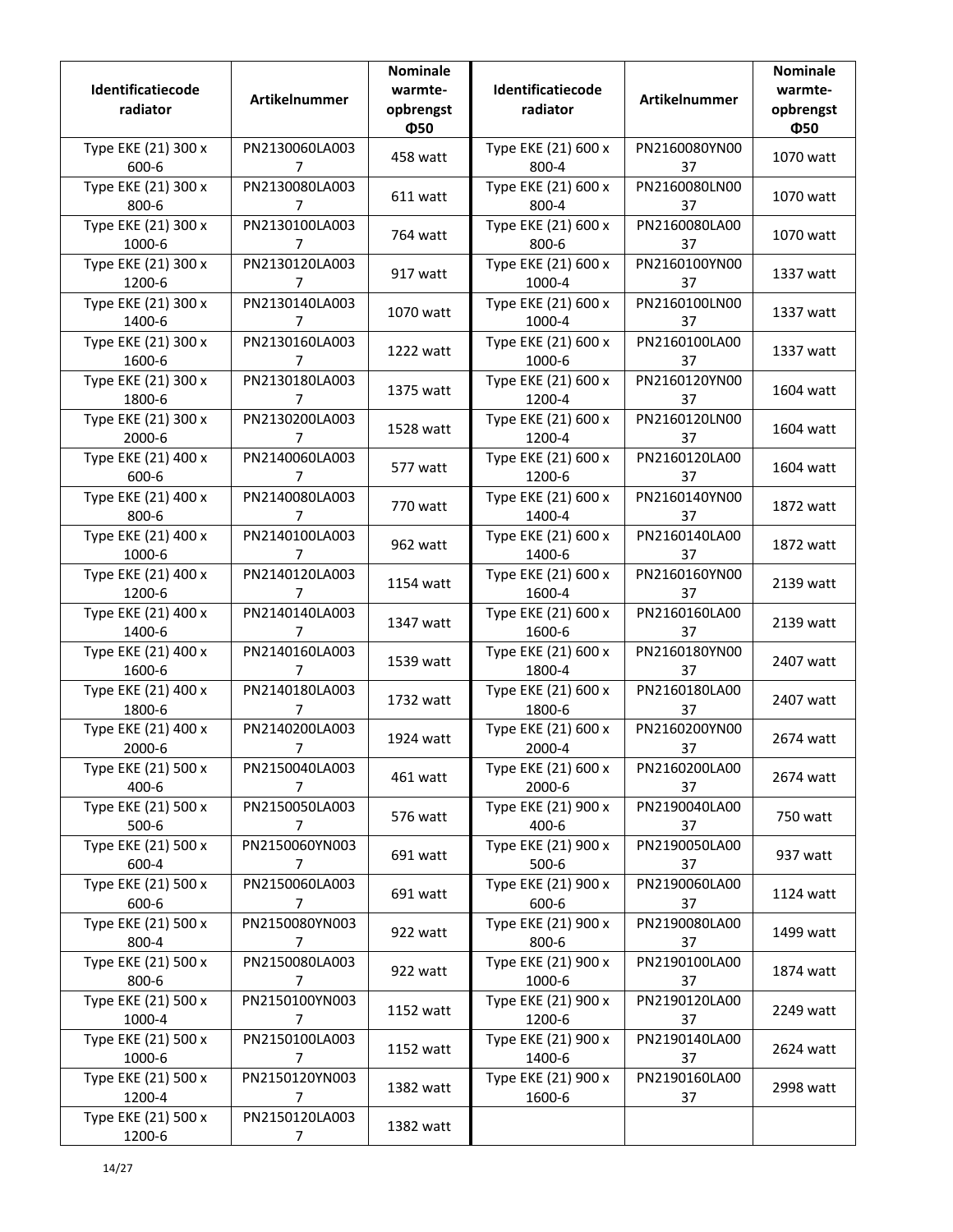| Identificatiecode radiator | Artikelnummer | Nominale warmte-opbrengst Φ50 | Identificatiecode radiator | Artikelnummer | Nominale warmte-opbrengst Φ50 |
|---|---|---|---|---|---|
| Type EKE (21) 300 x 600-6 | PN2130060LA0037 | 458 watt | Type EKE (21) 600 x 800-4 | PN2160080YN0037 | 1070 watt |
| Type EKE (21) 300 x 800-6 | PN2130080LA0037 | 611 watt | Type EKE (21) 600 x 800-4 | PN2160080LN0037 | 1070 watt |
| Type EKE (21) 300 x 1000-6 | PN2130100LA0037 | 764 watt | Type EKE (21) 600 x 800-6 | PN2160080LA0037 | 1070 watt |
| Type EKE (21) 300 x 1200-6 | PN2130120LA0037 | 917 watt | Type EKE (21) 600 x 1000-4 | PN2160100YN0037 | 1337 watt |
| Type EKE (21) 300 x 1400-6 | PN2130140LA0037 | 1070 watt | Type EKE (21) 600 x 1000-4 | PN2160100LN0037 | 1337 watt |
| Type EKE (21) 300 x 1600-6 | PN2130160LA0037 | 1222 watt | Type EKE (21) 600 x 1000-6 | PN2160100LA0037 | 1337 watt |
| Type EKE (21) 300 x 1800-6 | PN2130180LA0037 | 1375 watt | Type EKE (21) 600 x 1200-4 | PN2160120YN0037 | 1604 watt |
| Type EKE (21) 300 x 2000-6 | PN2130200LA0037 | 1528 watt | Type EKE (21) 600 x 1200-4 | PN2160120LN0037 | 1604 watt |
| Type EKE (21) 400 x 600-6 | PN2140060LA0037 | 577 watt | Type EKE (21) 600 x 1200-6 | PN2160120LA0037 | 1604 watt |
| Type EKE (21) 400 x 800-6 | PN2140080LA0037 | 770 watt | Type EKE (21) 600 x 1400-4 | PN2160140YN0037 | 1872 watt |
| Type EKE (21) 400 x 1000-6 | PN2140100LA0037 | 962 watt | Type EKE (21) 600 x 1400-6 | PN2160140LA0037 | 1872 watt |
| Type EKE (21) 400 x 1200-6 | PN2140120LA0037 | 1154 watt | Type EKE (21) 600 x 1600-4 | PN2160160YN0037 | 2139 watt |
| Type EKE (21) 400 x 1400-6 | PN2140140LA0037 | 1347 watt | Type EKE (21) 600 x 1600-6 | PN2160160LA0037 | 2139 watt |
| Type EKE (21) 400 x 1600-6 | PN2140160LA0037 | 1539 watt | Type EKE (21) 600 x 1800-4 | PN2160180YN0037 | 2407 watt |
| Type EKE (21) 400 x 1800-6 | PN2140180LA0037 | 1732 watt | Type EKE (21) 600 x 1800-6 | PN2160180LA0037 | 2407 watt |
| Type EKE (21) 400 x 2000-6 | PN2140200LA0037 | 1924 watt | Type EKE (21) 600 x 2000-4 | PN2160200YN0037 | 2674 watt |
| Type EKE (21) 500 x 400-6 | PN2150040LA0037 | 461 watt | Type EKE (21) 600 x 2000-6 | PN2160200LA0037 | 2674 watt |
| Type EKE (21) 500 x 500-6 | PN2150050LA0037 | 576 watt | Type EKE (21) 900 x 400-6 | PN2190040LA0037 | 750 watt |
| Type EKE (21) 500 x 600-4 | PN2150060YN0037 | 691 watt | Type EKE (21) 900 x 500-6 | PN2190050LA0037 | 937 watt |
| Type EKE (21) 500 x 600-6 | PN2150060LA0037 | 691 watt | Type EKE (21) 900 x 600-6 | PN2190060LA0037 | 1124 watt |
| Type EKE (21) 500 x 800-4 | PN2150080YN0037 | 922 watt | Type EKE (21) 900 x 800-6 | PN2190080LA0037 | 1499 watt |
| Type EKE (21) 500 x 800-6 | PN2150080LA0037 | 922 watt | Type EKE (21) 900 x 1000-6 | PN2190100LA0037 | 1874 watt |
| Type EKE (21) 500 x 1000-4 | PN2150100YN0037 | 1152 watt | Type EKE (21) 900 x 1200-6 | PN2190120LA0037 | 2249 watt |
| Type EKE (21) 500 x 1000-6 | PN2150100LA0037 | 1152 watt | Type EKE (21) 900 x 1400-6 | PN2190140LA0037 | 2624 watt |
| Type EKE (21) 500 x 1200-4 | PN2150120YN0037 | 1382 watt | Type EKE (21) 900 x 1600-6 | PN2190160LA0037 | 2998 watt |
| Type EKE (21) 500 x 1200-6 | PN2150120LA0037 | 1382 watt | | | |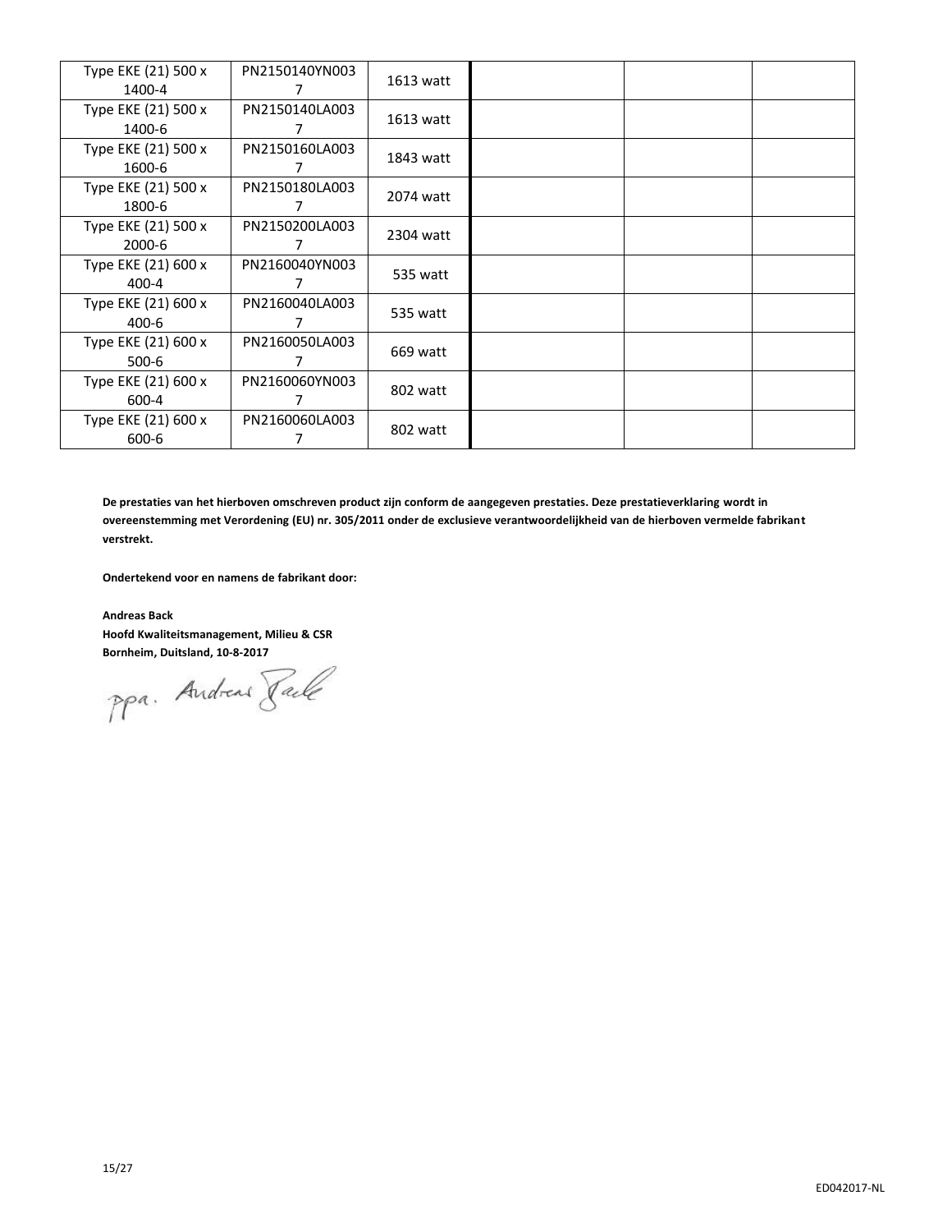| | | | | | |
|---|---|---|---|---|---|
| Type EKE (21) 500 x 1400-4 | PN2150140YN0037 | 1613 watt | | | |
| Type EKE (21) 500 x 1400-6 | PN2150140LA0037 | 1613 watt | | | |
| Type EKE (21) 500 x 1600-6 | PN2150160LA0037 | 1843 watt | | | |
| Type EKE (21) 500 x 1800-6 | PN2150180LA0037 | 2074 watt | | | |
| Type EKE (21) 500 x 2000-6 | PN2150200LA0037 | 2304 watt | | | |
| Type EKE (21) 600 x 400-4 | PN2160040YN0037 | 535 watt | | | |
| Type EKE (21) 600 x 400-6 | PN2160040LA0037 | 535 watt | | | |
| Type EKE (21) 600 x 500-6 | PN2160050LA0037 | 669 watt | | | |
| Type EKE (21) 600 x 600-4 | PN2160060YN0037 | 802 watt | | | |
| Type EKE (21) 600 x 600-6 | PN2160060LA0037 | 802 watt | | | |

**De prestaties van het hierboven omschreven product zijn conform de aangegeven prestaties. Deze prestatieverklaring wordt in overeenstemming met Verordening (EU) nr. 305/2011 onder de exclusieve verantwoordelijkheid van de hierboven vermelde fabrikant verstrekt.**

**Ondertekend voor en namens de fabrikant door:**

**Andreas Back**
**Hoofd Kwaliteitsmanagement, Milieu & CSR**
**Bornheim, Duitsland, 10-8-2017**

ppa. Andreas Back

ED042017-NL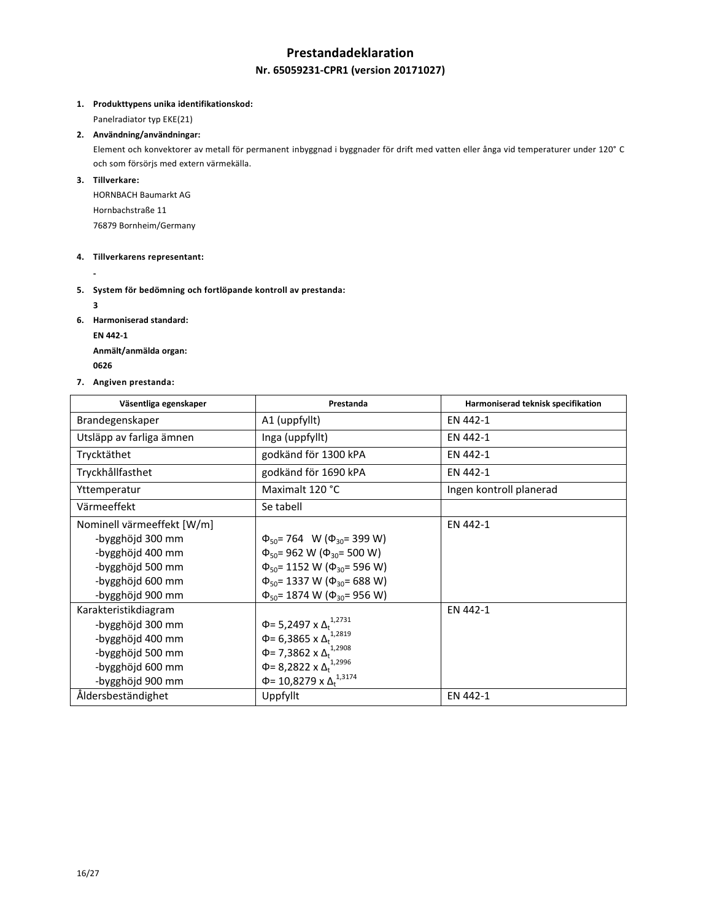# Prestandadeklaration

## Nr. 65059231-CPR1 (version 20171027)

1. **Produkttypens unika identifikationskod:**
   Panelradiator typ EKE(21)
2. **Användning/användningar:**
   Element och konvektorer av metall för permanent inbyggnad i byggnader för drift med vatten eller ånga vid temperaturer under 120° C och som försörjs med extern värmekälla.
3. **Tillverkare:**
   HORNBACH Baumarkt AG
   Hornbachstraße 11
   76879 Bornheim/Germany
4. **Tillverkarens representant:**
   -
5. **System för bedömning och fortlöpande kontroll av prestanda:**
   **3**
6. **Harmoniserad standard:**
   **EN 442-1**
   **Anmält/anmälda organ:**
   **0626**
7. **Angiven prestanda:**

| Väsentliga egenskaper | Prestanda | Harmoniserad teknisk specifikation |
|---|---|---|
| Brandegenskaper | A1 (uppfyllt) | EN 442-1 |
| Utsläpp av farliga ämnen | Inga (uppfyllt) | EN 442-1 |
| Trycktäthet | godkänd för 1300 kPA | EN 442-1 |
| Tryckhållfasthet | godkänd för 1690 kPA | EN 442-1 |
| Yttemperatur | Maximalt 120 °C | Ingen kontroll planerad |
| Värmeeffekt | Se tabell | |
| Nominell värmeeffekt [W/m]<br>-bygghöjd 300 mm<br>-bygghöjd 400 mm<br>-bygghöjd 500 mm<br>-bygghöjd 600 mm<br>-bygghöjd 900 mm | <br>$\Phi_{50}$= 764 W ($\Phi_{30}$= 399 W)<br>$\Phi_{50}$= 962 W ($\Phi_{30}$= 500 W)<br>$\Phi_{50}$= 1152 W ($\Phi_{30}$= 596 W)<br>$\Phi_{50}$= 1337 W ($\Phi_{30}$= 688 W)<br>$\Phi_{50}$= 1874 W ($\Phi_{30}$= 956 W) | EN 442-1 |
| Karakteristikdiagram<br>-bygghöjd 300 mm<br>-bygghöjd 400 mm<br>-bygghöjd 500 mm<br>-bygghöjd 600 mm<br>-bygghöjd 900 mm | <br>$\Phi = 5{,}2497 \times \Delta_t^{1{,}2731}$<br>$\Phi = 6{,}3865 \times \Delta_t^{1{,}2819}$<br>$\Phi = 7{,}3862 \times \Delta_t^{1{,}2908}$<br>$\Phi = 8{,}2822 \times \Delta_t^{1{,}2996}$<br>$\Phi = 10{,}8279 \times \Delta_t^{1{,}3174}$ | EN 442-1 |
| Åldersbeständighet | Uppfyllt | EN 442-1 |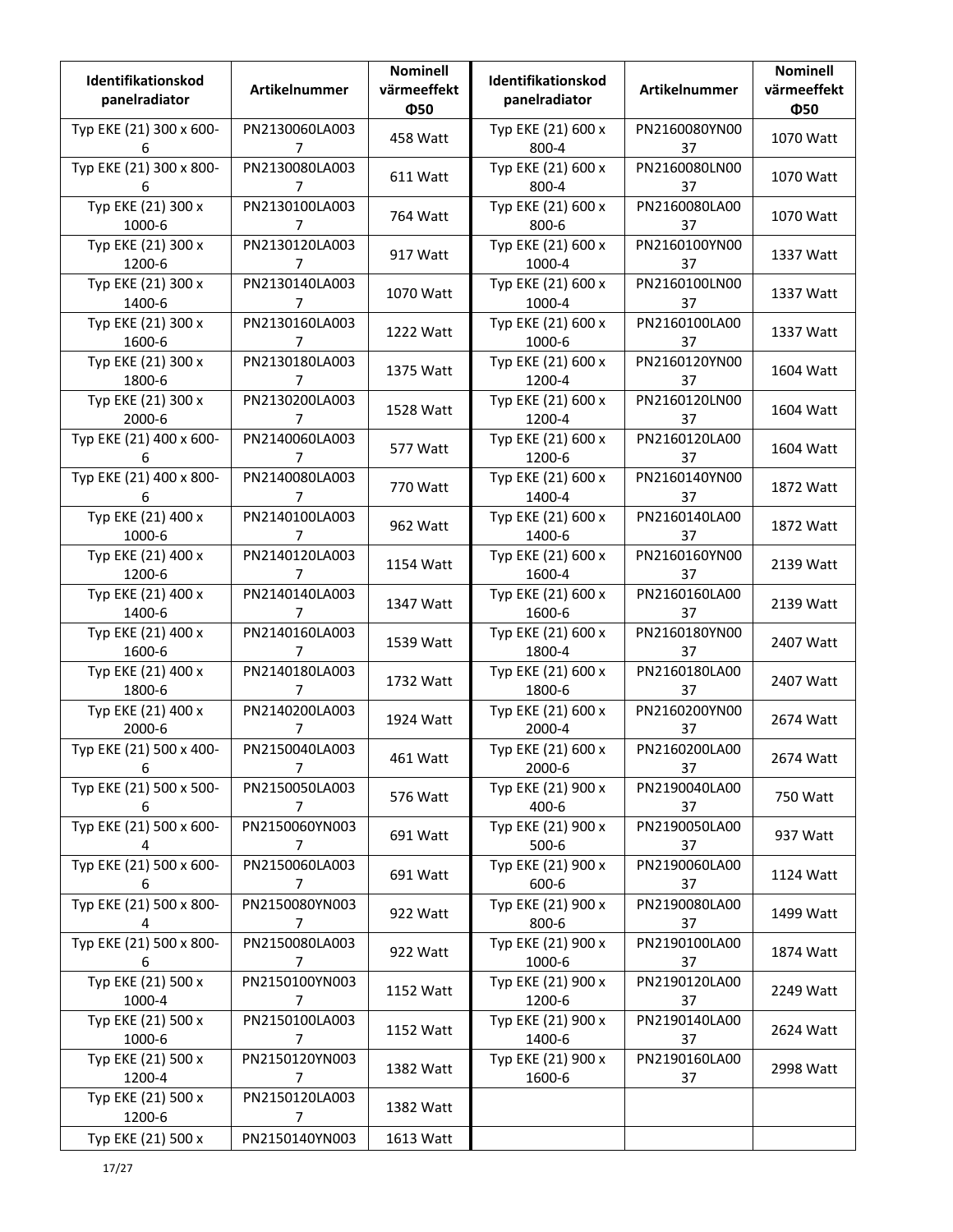| Identifikationskod panelradiator | Artikelnummer | Nominell värmeeffekt Φ50 | Identifikationskod panelradiator | Artikelnummer | Nominell värmeeffekt Φ50 |
|---|---|---|---|---|---|
| Typ EKE (21) 300 x 600-6 | PN2130060LA0037 | 458 Watt | Typ EKE (21) 600 x 800-4 | PN2160080YN0037 | 1070 Watt |
| Typ EKE (21) 300 x 800-6 | PN2130080LA0037 | 611 Watt | Typ EKE (21) 600 x 800-4 | PN2160080LN0037 | 1070 Watt |
| Typ EKE (21) 300 x 1000-6 | PN2130100LA0037 | 764 Watt | Typ EKE (21) 600 x 800-6 | PN2160080LA0037 | 1070 Watt |
| Typ EKE (21) 300 x 1200-6 | PN2130120LA0037 | 917 Watt | Typ EKE (21) 600 x 1000-4 | PN2160100YN0037 | 1337 Watt |
| Typ EKE (21) 300 x 1400-6 | PN2130140LA0037 | 1070 Watt | Typ EKE (21) 600 x 1000-4 | PN2160100LN0037 | 1337 Watt |
| Typ EKE (21) 300 x 1600-6 | PN2130160LA0037 | 1222 Watt | Typ EKE (21) 600 x 1000-6 | PN2160100LA0037 | 1337 Watt |
| Typ EKE (21) 300 x 1800-6 | PN2130180LA0037 | 1375 Watt | Typ EKE (21) 600 x 1200-4 | PN2160120YN0037 | 1604 Watt |
| Typ EKE (21) 300 x 2000-6 | PN2130200LA0037 | 1528 Watt | Typ EKE (21) 600 x 1200-4 | PN2160120LN0037 | 1604 Watt |
| Typ EKE (21) 400 x 600-6 | PN2140060LA0037 | 577 Watt | Typ EKE (21) 600 x 1200-6 | PN2160120LA0037 | 1604 Watt |
| Typ EKE (21) 400 x 800-6 | PN2140080LA0037 | 770 Watt | Typ EKE (21) 600 x 1400-4 | PN2160140YN0037 | 1872 Watt |
| Typ EKE (21) 400 x 1000-6 | PN2140100LA0037 | 962 Watt | Typ EKE (21) 600 x 1400-6 | PN2160140LA0037 | 1872 Watt |
| Typ EKE (21) 400 x 1200-6 | PN2140120LA0037 | 1154 Watt | Typ EKE (21) 600 x 1600-4 | PN2160160YN0037 | 2139 Watt |
| Typ EKE (21) 400 x 1400-6 | PN2140140LA0037 | 1347 Watt | Typ EKE (21) 600 x 1600-6 | PN2160160LA0037 | 2139 Watt |
| Typ EKE (21) 400 x 1600-6 | PN2140160LA0037 | 1539 Watt | Typ EKE (21) 600 x 1800-4 | PN2160180YN0037 | 2407 Watt |
| Typ EKE (21) 400 x 1800-6 | PN2140180LA0037 | 1732 Watt | Typ EKE (21) 600 x 1800-6 | PN2160180LA0037 | 2407 Watt |
| Typ EKE (21) 400 x 2000-6 | PN2140200LA0037 | 1924 Watt | Typ EKE (21) 600 x 2000-4 | PN2160200YN0037 | 2674 Watt |
| Typ EKE (21) 500 x 400-6 | PN2150040LA0037 | 461 Watt | Typ EKE (21) 600 x 2000-6 | PN2160200LA0037 | 2674 Watt |
| Typ EKE (21) 500 x 500-6 | PN2150050LA0037 | 576 Watt | Typ EKE (21) 900 x 400-6 | PN2190040LA0037 | 750 Watt |
| Typ EKE (21) 500 x 600-4 | PN2150060YN0037 | 691 Watt | Typ EKE (21) 900 x 500-6 | PN2190050LA0037 | 937 Watt |
| Typ EKE (21) 500 x 600-6 | PN2150060LA0037 | 691 Watt | Typ EKE (21) 900 x 600-6 | PN2190060LA0037 | 1124 Watt |
| Typ EKE (21) 500 x 800-4 | PN2150080YN0037 | 922 Watt | Typ EKE (21) 900 x 800-6 | PN2190080LA0037 | 1499 Watt |
| Typ EKE (21) 500 x 800-6 | PN2150080LA0037 | 922 Watt | Typ EKE (21) 900 x 1000-6 | PN2190100LA0037 | 1874 Watt |
| Typ EKE (21) 500 x 1000-4 | PN2150100YN0037 | 1152 Watt | Typ EKE (21) 900 x 1200-6 | PN2190120LA0037 | 2249 Watt |
| Typ EKE (21) 500 x 1000-6 | PN2150100LA0037 | 1152 Watt | Typ EKE (21) 900 x 1400-6 | PN2190140LA0037 | 2624 Watt |
| Typ EKE (21) 500 x 1200-4 | PN2150120YN0037 | 1382 Watt | Typ EKE (21) 900 x 1600-6 | PN2190160LA0037 | 2998 Watt |
| Typ EKE (21) 500 x 1200-6 | PN2150120LA0037 | 1382 Watt | | | |
| Typ EKE (21) 500 x | PN2150140YN003 | 1613 Watt | | | |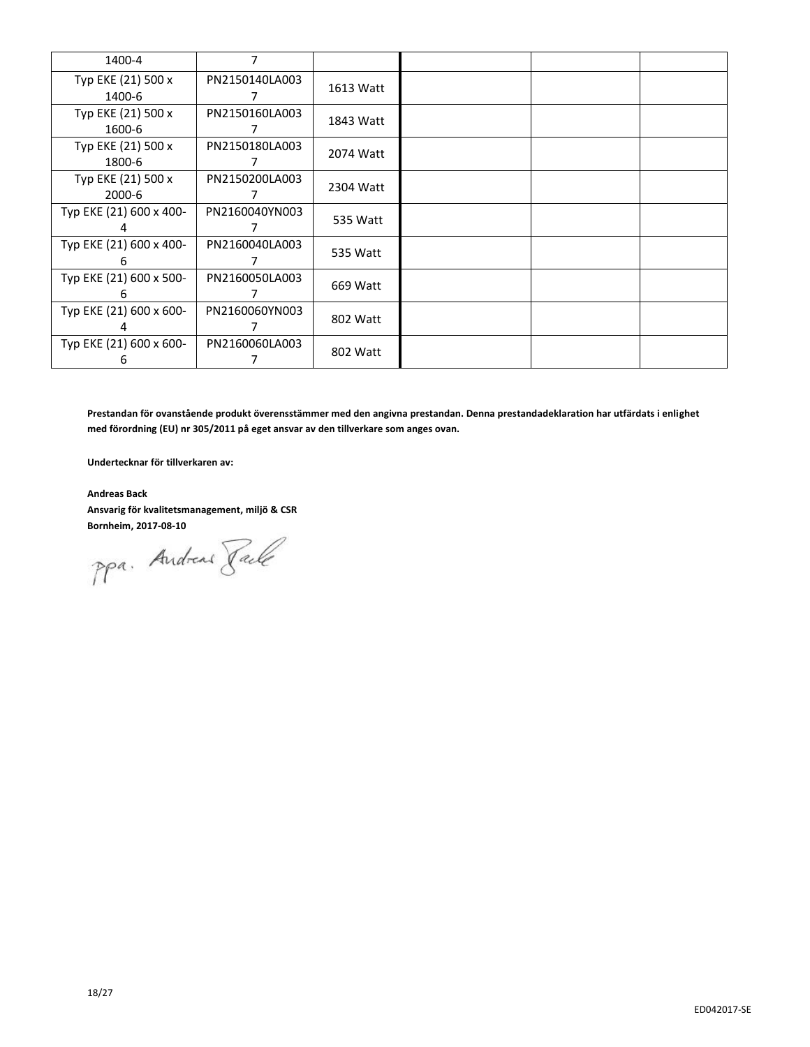| | | | | | |
|---|---|---|---|---|---|
| 1400-4 | 7 | | | | |
| Typ EKE (21) 500 x 1400-6 | PN2150140LA0037 | 1613 Watt | | | |
| Typ EKE (21) 500 x 1600-6 | PN2150160LA0037 | 1843 Watt | | | |
| Typ EKE (21) 500 x 1800-6 | PN2150180LA0037 | 2074 Watt | | | |
| Typ EKE (21) 500 x 2000-6 | PN2150200LA0037 | 2304 Watt | | | |
| Typ EKE (21) 600 x 400-4 | PN2160040YN0037 | 535 Watt | | | |
| Typ EKE (21) 600 x 400-6 | PN2160040LA0037 | 535 Watt | | | |
| Typ EKE (21) 600 x 500-6 | PN2160050LA0037 | 669 Watt | | | |
| Typ EKE (21) 600 x 600-4 | PN2160060YN0037 | 802 Watt | | | |
| Typ EKE (21) 600 x 600-6 | PN2160060LA0037 | 802 Watt | | | |

**Prestandan för ovanstående produkt överensstämmer med den angivna prestandan. Denna prestandadeklaration har utfärdats i enlighet med förordning (EU) nr 305/2011 på eget ansvar av den tillverkare som anges ovan.**

**Undertecknar för tillverkaren av:**

**Andreas Back**
**Ansvarig för kvalitetsmanagement, miljö & CSR**
**Bornheim, 2017-08-10**

ppa. Andreas Back

ED042017-SE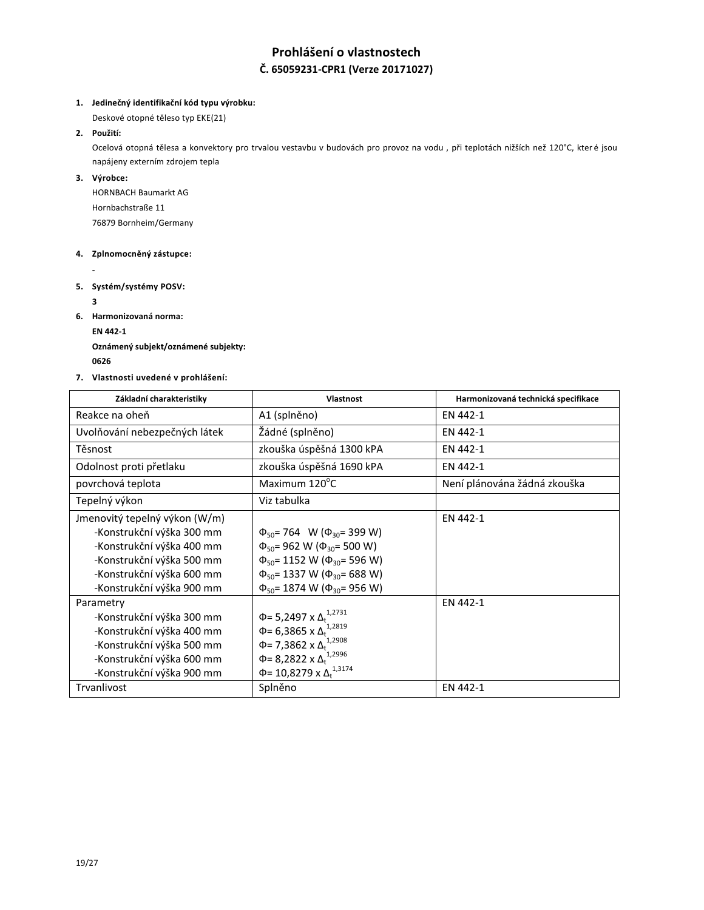# Prohlášení o vlastnostech

## Č. 65059231-CPR1 (Verze 20171027)

1. **Jedinečný identifikační kód typu výrobku:**
   Deskové otopné těleso typ EKE(21)
2. **Použití:**
   Ocelová otopná tělesa a konvektory pro trvalou vestavbu v budovách pro provoz na vodu , při teplotách nižších než 120°C, kter é jsou napájeny externím zdrojem tepla
3. **Výrobce:**
   HORNBACH Baumarkt AG
   Hornbachstraße 11
   76879 Bornheim/Germany
4. **Zplnomocněný zástupce:**
   -
5. **Systém/systémy POSV:**
   **3**
6. **Harmonizovaná norma:**
   **EN 442-1**
   **Oznámený subjekt/oznámené subjekty:**
   **0626**
7. **Vlastnosti uvedené v prohlášení:**

| Základní charakteristiky | Vlastnost | Harmonizovaná technická specifikace |
|---|---|---|
| Reakce na oheň | A1 (splněno) | EN 442-1 |
| Uvolňování nebezpečných látek | Žádné (splněno) | EN 442-1 |
| Těsnost | zkouška úspěšná 1300 kPA | EN 442-1 |
| Odolnost proti přetlaku | zkouška úspěšná 1690 kPA | EN 442-1 |
| povrchová teplota | Maximum 120°C | Není plánována žádná zkouška |
| Tepelný výkon | Viz tabulka | |
| Jmenovitý tepelný výkon (W/m)<br>-Konstrukční výška 300 mm<br>-Konstrukční výška 400 mm<br>-Konstrukční výška 500 mm<br>-Konstrukční výška 600 mm<br>-Konstrukční výška 900 mm | <br>$\Phi_{50}$= 764 W ($\Phi_{30}$= 399 W)<br>$\Phi_{50}$= 962 W ($\Phi_{30}$= 500 W)<br>$\Phi_{50}$= 1152 W ($\Phi_{30}$= 596 W)<br>$\Phi_{50}$= 1337 W ($\Phi_{30}$= 688 W)<br>$\Phi_{50}$= 1874 W ($\Phi_{30}$= 956 W) | EN 442-1 |
| Parametry<br>-Konstrukční výška 300 mm<br>-Konstrukční výška 400 mm<br>-Konstrukční výška 500 mm<br>-Konstrukční výška 600 mm<br>-Konstrukční výška 900 mm | <br>$\Phi = 5{,}2497 \times \Delta_t^{1{,}2731}$<br>$\Phi = 6{,}3865 \times \Delta_t^{1{,}2819}$<br>$\Phi = 7{,}3862 \times \Delta_t^{1{,}2908}$<br>$\Phi = 8{,}2822 \times \Delta_t^{1{,}2996}$<br>$\Phi = 10{,}8279 \times \Delta_t^{1{,}3174}$ | EN 442-1 |
| Trvanlivost | Splněno | EN 442-1 |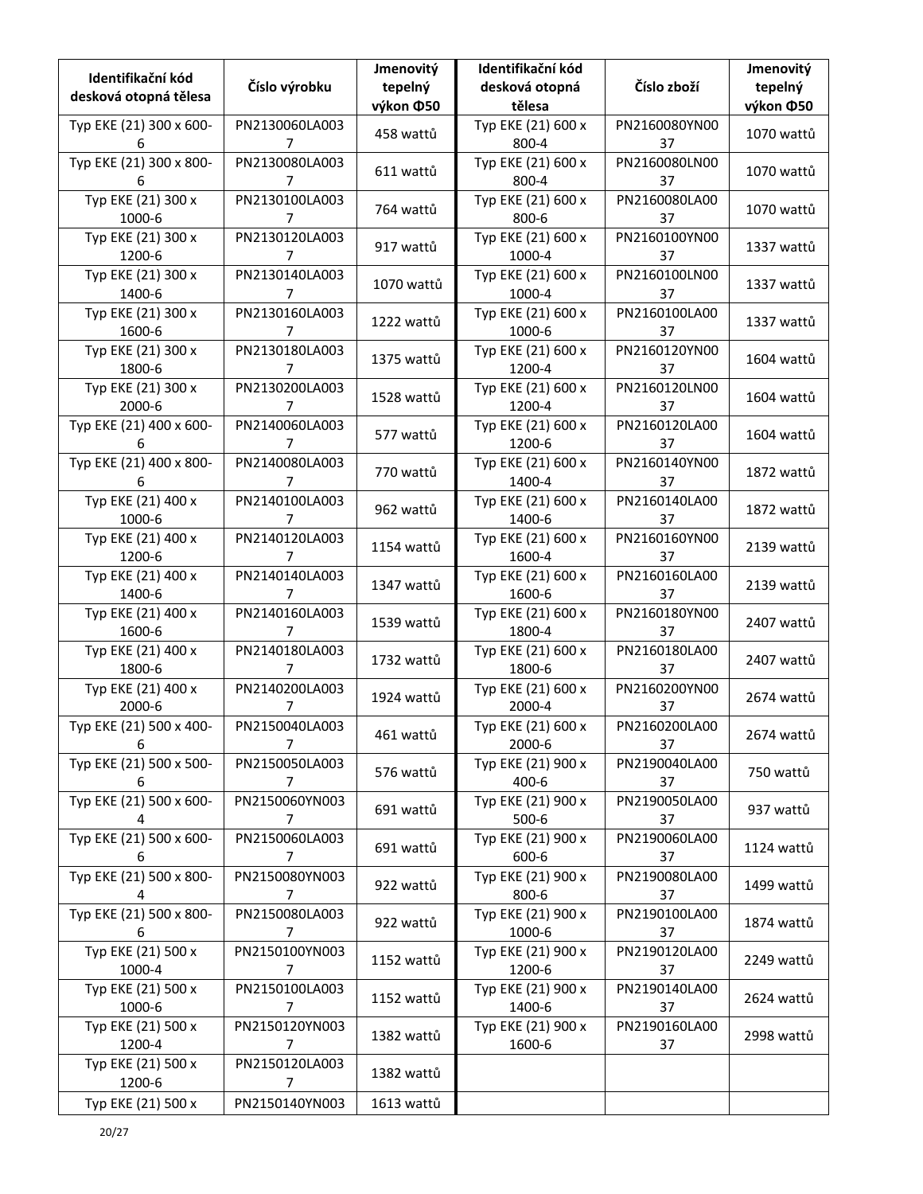| Identifikační kód desková otopná tělesa | Číslo výrobku | Jmenovitý tepelný výkon Φ50 | Identifikační kód desková otopná tělesa | Číslo zboží | Jmenovitý tepelný výkon Φ50 |
|---|---|---|---|---|---|
| Typ EKE (21) 300 x 600-6 | PN2130060LA0037 | 458 wattů | Typ EKE (21) 600 x 800-4 | PN2160080YN0037 | 1070 wattů |
| Typ EKE (21) 300 x 800-6 | PN2130080LA0037 | 611 wattů | Typ EKE (21) 600 x 800-4 | PN2160080LN0037 | 1070 wattů |
| Typ EKE (21) 300 x 1000-6 | PN2130100LA0037 | 764 wattů | Typ EKE (21) 600 x 800-6 | PN2160080LA0037 | 1070 wattů |
| Typ EKE (21) 300 x 1200-6 | PN2130120LA0037 | 917 wattů | Typ EKE (21) 600 x 1000-4 | PN2160100YN0037 | 1337 wattů |
| Typ EKE (21) 300 x 1400-6 | PN2130140LA0037 | 1070 wattů | Typ EKE (21) 600 x 1000-4 | PN2160100LN0037 | 1337 wattů |
| Typ EKE (21) 300 x 1600-6 | PN2130160LA0037 | 1222 wattů | Typ EKE (21) 600 x 1000-6 | PN2160100LA0037 | 1337 wattů |
| Typ EKE (21) 300 x 1800-6 | PN2130180LA0037 | 1375 wattů | Typ EKE (21) 600 x 1200-4 | PN2160120YN0037 | 1604 wattů |
| Typ EKE (21) 300 x 2000-6 | PN2130200LA0037 | 1528 wattů | Typ EKE (21) 600 x 1200-4 | PN2160120LN0037 | 1604 wattů |
| Typ EKE (21) 400 x 600-6 | PN2140060LA0037 | 577 wattů | Typ EKE (21) 600 x 1200-6 | PN2160120LA0037 | 1604 wattů |
| Typ EKE (21) 400 x 800-6 | PN2140080LA0037 | 770 wattů | Typ EKE (21) 600 x 1400-4 | PN2160140YN0037 | 1872 wattů |
| Typ EKE (21) 400 x 1000-6 | PN2140100LA0037 | 962 wattů | Typ EKE (21) 600 x 1400-6 | PN2160140LA0037 | 1872 wattů |
| Typ EKE (21) 400 x 1200-6 | PN2140120LA0037 | 1154 wattů | Typ EKE (21) 600 x 1600-4 | PN2160160YN0037 | 2139 wattů |
| Typ EKE (21) 400 x 1400-6 | PN2140140LA0037 | 1347 wattů | Typ EKE (21) 600 x 1600-6 | PN2160160LA0037 | 2139 wattů |
| Typ EKE (21) 400 x 1600-6 | PN2140160LA0037 | 1539 wattů | Typ EKE (21) 600 x 1800-4 | PN2160180YN0037 | 2407 wattů |
| Typ EKE (21) 400 x 1800-6 | PN2140180LA0037 | 1732 wattů | Typ EKE (21) 600 x 1800-6 | PN2160180LA0037 | 2407 wattů |
| Typ EKE (21) 400 x 2000-6 | PN2140200LA0037 | 1924 wattů | Typ EKE (21) 600 x 2000-4 | PN2160200YN0037 | 2674 wattů |
| Typ EKE (21) 500 x 400-6 | PN2150040LA0037 | 461 wattů | Typ EKE (21) 600 x 2000-6 | PN2160200LA0037 | 2674 wattů |
| Typ EKE (21) 500 x 500-6 | PN2150050LA0037 | 576 wattů | Typ EKE (21) 900 x 400-6 | PN2190040LA0037 | 750 wattů |
| Typ EKE (21) 500 x 600-4 | PN2150060YN0037 | 691 wattů | Typ EKE (21) 900 x 500-6 | PN2190050LA0037 | 937 wattů |
| Typ EKE (21) 500 x 600-6 | PN2150060LA0037 | 691 wattů | Typ EKE (21) 900 x 600-6 | PN2190060LA0037 | 1124 wattů |
| Typ EKE (21) 500 x 800-4 | PN2150080YN0037 | 922 wattů | Typ EKE (21) 900 x 800-6 | PN2190080LA0037 | 1499 wattů |
| Typ EKE (21) 500 x 800-6 | PN2150080LA0037 | 922 wattů | Typ EKE (21) 900 x 1000-6 | PN2190100LA0037 | 1874 wattů |
| Typ EKE (21) 500 x 1000-4 | PN2150100YN0037 | 1152 wattů | Typ EKE (21) 900 x 1200-6 | PN2190120LA0037 | 2249 wattů |
| Typ EKE (21) 500 x 1000-6 | PN2150100LA0037 | 1152 wattů | Typ EKE (21) 900 x 1400-6 | PN2190140LA0037 | 2624 wattů |
| Typ EKE (21) 500 x 1200-4 | PN2150120YN0037 | 1382 wattů | Typ EKE (21) 900 x 1600-6 | PN2190160LA0037 | 2998 wattů |
| Typ EKE (21) 500 x 1200-6 | PN2150120LA0037 | 1382 wattů | | | |
| Typ EKE (21) 500 x | PN2150140YN003 | 1613 wattů | | | |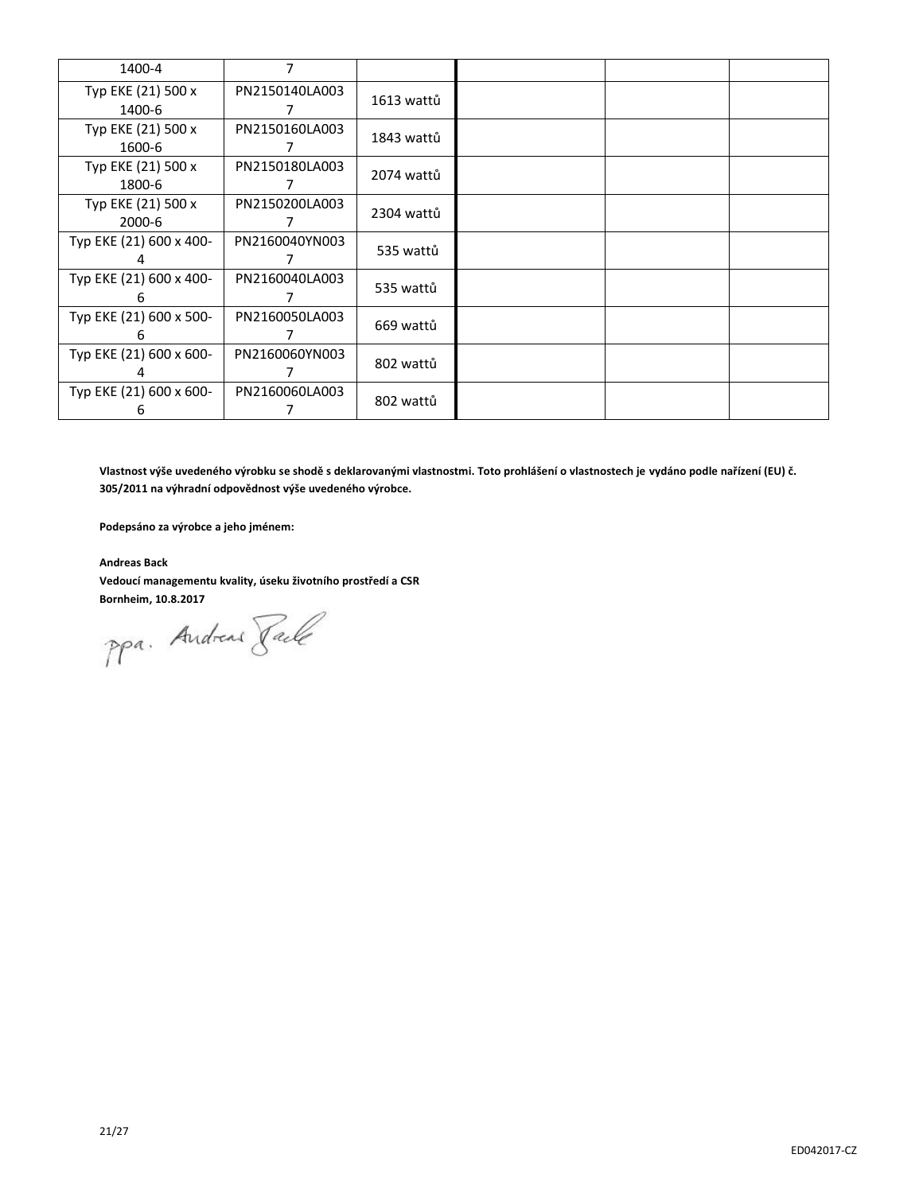| | | | | | |
|---|---|---|---|---|---|
| 1400-4 | 7 | | | | |
| Typ EKE (21) 500 x 1400-6 | PN2150140LA0037 | 1613 wattů | | | |
| Typ EKE (21) 500 x 1600-6 | PN2150160LA0037 | 1843 wattů | | | |
| Typ EKE (21) 500 x 1800-6 | PN2150180LA0037 | 2074 wattů | | | |
| Typ EKE (21) 500 x 2000-6 | PN2150200LA0037 | 2304 wattů | | | |
| Typ EKE (21) 600 x 400-4 | PN2160040YN0037 | 535 wattů | | | |
| Typ EKE (21) 600 x 400-6 | PN2160040LA0037 | 535 wattů | | | |
| Typ EKE (21) 600 x 500-6 | PN2160050LA0037 | 669 wattů | | | |
| Typ EKE (21) 600 x 600-4 | PN2160060YN0037 | 802 wattů | | | |
| Typ EKE (21) 600 x 600-6 | PN2160060LA0037 | 802 wattů | | | |

**Vlastnost výše uvedeného výrobku se shodě s deklarovanými vlastnostmi. Toto prohlášení o vlastnostech je vydáno podle nařízení (EU) č. 305/2011 na výhradní odpovědnost výše uvedeného výrobce.**

**Podepsáno za výrobce a jeho jménem:**

**Andreas Back**
**Vedoucí managementu kvality, úseku životního prostředí a CSR**
**Bornheim, 10.8.2017**

ppa. Andreas Back

ED042017-CZ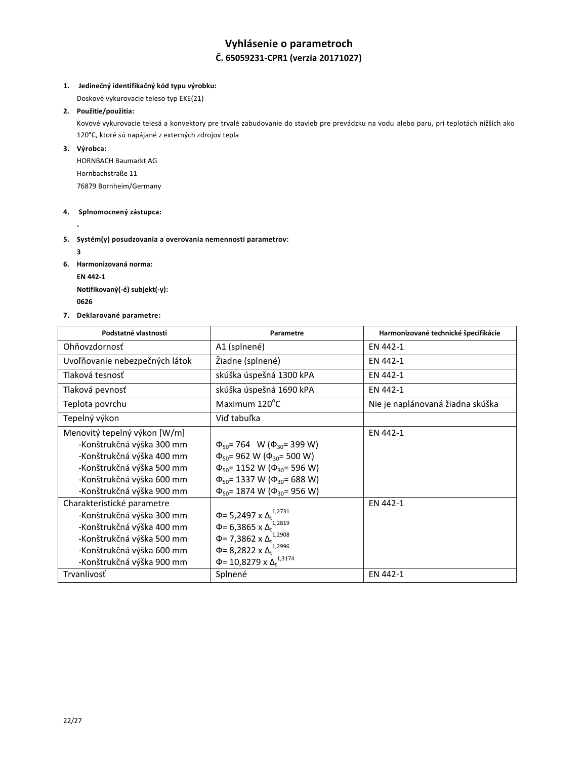# Vyhlásenie o parametroch

## Č. 65059231-CPR1 (verzia 20171027)

1. **Jedinečný identifikačný kód typu výrobku:**

   Doskové vykurovacie teleso typ EKE(21)

2. **Použitie/použitia:**

   Kovové vykurovacie telesá a konvektory pre trvalé zabudovanie do stavieb pre prevádzku na vodu alebo paru, pri teplotách nižších ako 120°C, ktoré sú napájané z externých zdrojov tepla

3. **Výrobca:**

   HORNBACH Baumarkt AG

   Hornbachstraße 11

   76879 Bornheim/Germany

4. **Splnomocnený zástupca:**

   -

5. **Systém(y) posudzovania a overovania nemennosti parametrov:**

   **3**

6. **Harmonizovaná norma:**

   **EN 442-1**

   **Notifikovaný(-é) subjekt(-y):**

   **0626**

7. **Deklarované parametre:**

| Podstatné vlastnosti | Parametre | Harmonizované technické špecifikácie |
|---|---|---|
| Ohňovzdornosť | A1 (splnené) | EN 442-1 |
| Uvoľňovanie nebezpečných látok | Žiadne (splnené) | EN 442-1 |
| Tlaková tesnosť | skúška úspešná 1300 kPA | EN 442-1 |
| Tlaková pevnosť | skúška úspešná 1690 kPA | EN 442-1 |
| Teplota povrchu | Maximum 120°C | Nie je naplánovaná žiadna skúška |
| Tepelný výkon | Viď tabuľka | |
| Menovitý tepelný výkon [W/m]<br>-Konštrukčná výška 300 mm<br>-Konštrukčná výška 400 mm<br>-Konštrukčná výška 500 mm<br>-Konštrukčná výška 600 mm<br>-Konštrukčná výška 900 mm | <br>$\Phi_{50}$= 764 W ($\Phi_{30}$= 399 W)<br>$\Phi_{50}$= 962 W ($\Phi_{30}$= 500 W)<br>$\Phi_{50}$= 1152 W ($\Phi_{30}$= 596 W)<br>$\Phi_{50}$= 1337 W ($\Phi_{30}$= 688 W)<br>$\Phi_{50}$= 1874 W ($\Phi_{30}$= 956 W) | EN 442-1 |
| Charakteristické parametre<br>-Konštrukčná výška 300 mm<br>-Konštrukčná výška 400 mm<br>-Konštrukčná výška 500 mm<br>-Konštrukčná výška 600 mm<br>-Konštrukčná výška 900 mm | <br>$\Phi$= 5,2497 x $\Delta_t^{1,2731}$<br>$\Phi$= 6,3865 x $\Delta_t^{1,2819}$<br>$\Phi$= 7,3862 x $\Delta_t^{1,2908}$<br>$\Phi$= 8,2822 x $\Delta_t^{1,2996}$<br>$\Phi$= 10,8279 x $\Delta_t^{1,3174}$ | EN 442-1 |
| Trvanlivosť | Splnené | EN 442-1 |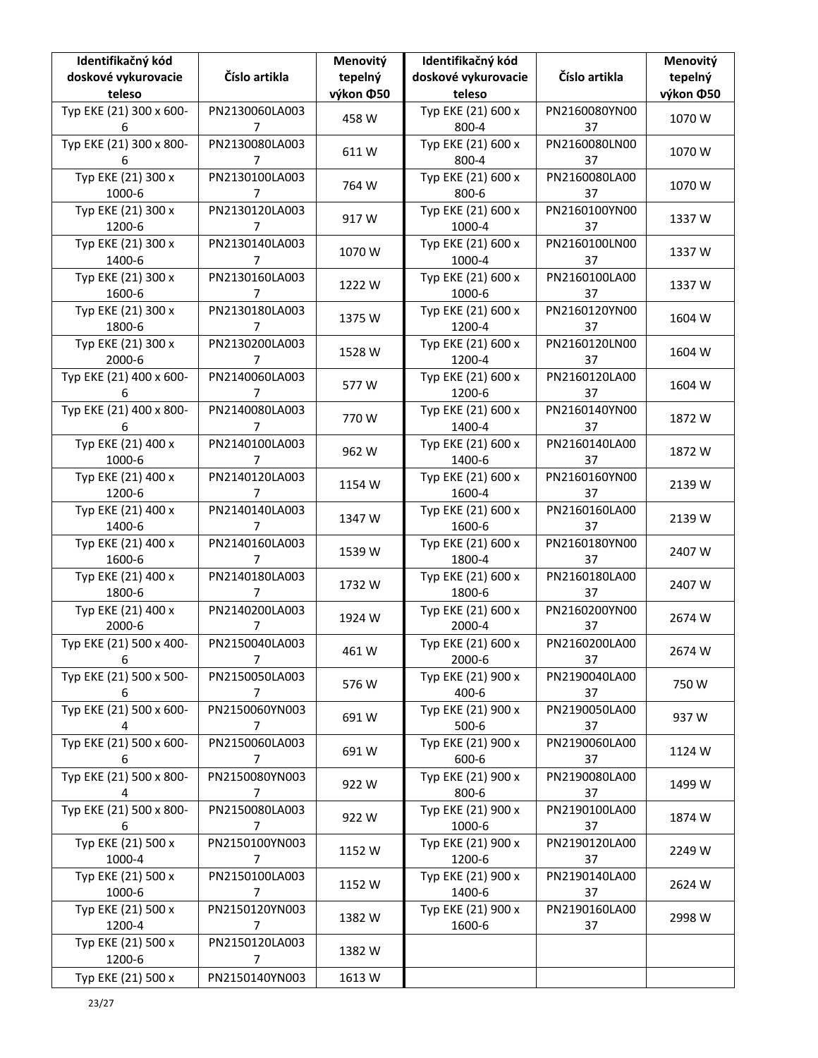| Identifikačný kód doskové vykurovacie teleso | Číslo artikla | Menovitý tepelný výkon Φ50 | Identifikačný kód doskové vykurovacie teleso | Číslo artikla | Menovitý tepelný výkon Φ50 |
|---|---|---|---|---|---|
| Typ EKE (21) 300 x 600-6 | PN2130060LA0037 | 458 W | Typ EKE (21) 600 x 800-4 | PN2160080YN0037 | 1070 W |
| Typ EKE (21) 300 x 800-6 | PN2130080LA0037 | 611 W | Typ EKE (21) 600 x 800-4 | PN2160080LN0037 | 1070 W |
| Typ EKE (21) 300 x 1000-6 | PN2130100LA0037 | 764 W | Typ EKE (21) 600 x 800-6 | PN2160080LA0037 | 1070 W |
| Typ EKE (21) 300 x 1200-6 | PN2130120LA0037 | 917 W | Typ EKE (21) 600 x 1000-4 | PN2160100YN0037 | 1337 W |
| Typ EKE (21) 300 x 1400-6 | PN2130140LA0037 | 1070 W | Typ EKE (21) 600 x 1000-4 | PN2160100LN0037 | 1337 W |
| Typ EKE (21) 300 x 1600-6 | PN2130160LA0037 | 1222 W | Typ EKE (21) 600 x 1000-6 | PN2160100LA0037 | 1337 W |
| Typ EKE (21) 300 x 1800-6 | PN2130180LA0037 | 1375 W | Typ EKE (21) 600 x 1200-4 | PN2160120YN0037 | 1604 W |
| Typ EKE (21) 300 x 2000-6 | PN2130200LA0037 | 1528 W | Typ EKE (21) 600 x 1200-4 | PN2160120LN0037 | 1604 W |
| Typ EKE (21) 400 x 600-6 | PN2140060LA0037 | 577 W | Typ EKE (21) 600 x 1200-6 | PN2160120LA0037 | 1604 W |
| Typ EKE (21) 400 x 800-6 | PN2140080LA0037 | 770 W | Typ EKE (21) 600 x 1400-4 | PN2160140YN0037 | 1872 W |
| Typ EKE (21) 400 x 1000-6 | PN2140100LA0037 | 962 W | Typ EKE (21) 600 x 1400-6 | PN2160140LA0037 | 1872 W |
| Typ EKE (21) 400 x 1200-6 | PN2140120LA0037 | 1154 W | Typ EKE (21) 600 x 1600-4 | PN2160160YN0037 | 2139 W |
| Typ EKE (21) 400 x 1400-6 | PN2140140LA0037 | 1347 W | Typ EKE (21) 600 x 1600-6 | PN2160160LA0037 | 2139 W |
| Typ EKE (21) 400 x 1600-6 | PN2140160LA0037 | 1539 W | Typ EKE (21) 600 x 1800-4 | PN2160180YN0037 | 2407 W |
| Typ EKE (21) 400 x 1800-6 | PN2140180LA0037 | 1732 W | Typ EKE (21) 600 x 1800-6 | PN2160180LA0037 | 2407 W |
| Typ EKE (21) 400 x 2000-6 | PN2140200LA0037 | 1924 W | Typ EKE (21) 600 x 2000-4 | PN2160200YN0037 | 2674 W |
| Typ EKE (21) 500 x 400-6 | PN2150040LA0037 | 461 W | Typ EKE (21) 600 x 2000-6 | PN2160200LA0037 | 2674 W |
| Typ EKE (21) 500 x 500-6 | PN2150050LA0037 | 576 W | Typ EKE (21) 900 x 400-6 | PN2190040LA0037 | 750 W |
| Typ EKE (21) 500 x 600-4 | PN2150060YN0037 | 691 W | Typ EKE (21) 900 x 500-6 | PN2190050LA0037 | 937 W |
| Typ EKE (21) 500 x 600-6 | PN2150060LA0037 | 691 W | Typ EKE (21) 900 x 600-6 | PN2190060LA0037 | 1124 W |
| Typ EKE (21) 500 x 800-4 | PN2150080YN0037 | 922 W | Typ EKE (21) 900 x 800-6 | PN2190080LA0037 | 1499 W |
| Typ EKE (21) 500 x 800-6 | PN2150080LA0037 | 922 W | Typ EKE (21) 900 x 1000-6 | PN2190100LA0037 | 1874 W |
| Typ EKE (21) 500 x 1000-4 | PN2150100YN0037 | 1152 W | Typ EKE (21) 900 x 1200-6 | PN2190120LA0037 | 2249 W |
| Typ EKE (21) 500 x 1000-6 | PN2150100LA0037 | 1152 W | Typ EKE (21) 900 x 1400-6 | PN2190140LA0037 | 2624 W |
| Typ EKE (21) 500 x 1200-4 | PN2150120YN0037 | 1382 W | Typ EKE (21) 900 x 1600-6 | PN2190160LA0037 | 2998 W |
| Typ EKE (21) 500 x 1200-6 | PN2150120LA0037 | 1382 W | | | |
| Typ EKE (21) 500 x | PN2150140YN003 | 1613 W | | | |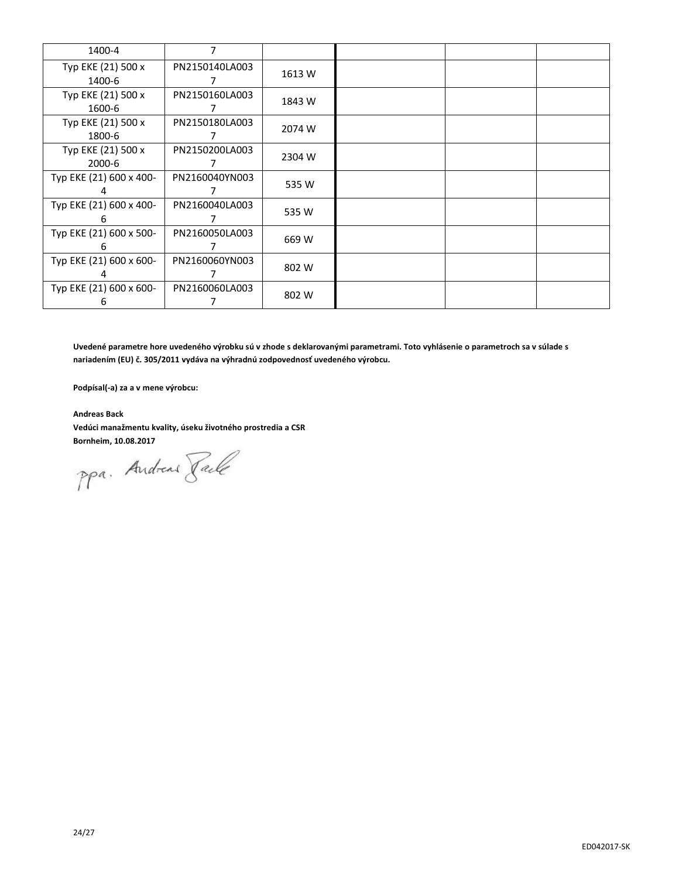| | | | | | |
|---|---|---|---|---|---|
| 1400-4 | 7 | | | | |
| Typ EKE (21) 500 x 1400-6 | PN2150140LA0037 | 1613 W | | | |
| Typ EKE (21) 500 x 1600-6 | PN2150160LA0037 | 1843 W | | | |
| Typ EKE (21) 500 x 1800-6 | PN2150180LA0037 | 2074 W | | | |
| Typ EKE (21) 500 x 2000-6 | PN2150200LA0037 | 2304 W | | | |
| Typ EKE (21) 600 x 400-4 | PN2160040YN0037 | 535 W | | | |
| Typ EKE (21) 600 x 400-6 | PN2160040LA0037 | 535 W | | | |
| Typ EKE (21) 600 x 500-6 | PN2160050LA0037 | 669 W | | | |
| Typ EKE (21) 600 x 600-4 | PN2160060YN0037 | 802 W | | | |
| Typ EKE (21) 600 x 600-6 | PN2160060LA0037 | 802 W | | | |

**Uvedené parametre hore uvedeného výrobku sú v zhode s deklarovanými parametrami. Toto vyhlásenie o parametroch sa v súlade s nariadením (EU) č. 305/2011 vydáva na výhradnú zodpovednosť uvedeného výrobcu.**

**Podpísal(-a) za a v mene výrobcu:**

**Andreas Back**
**Vedúci manažmentu kvality, úseku životného prostredia a CSR**
**Bornheim, 10.08.2017**

ppa. Andreas Back

ED042017-SK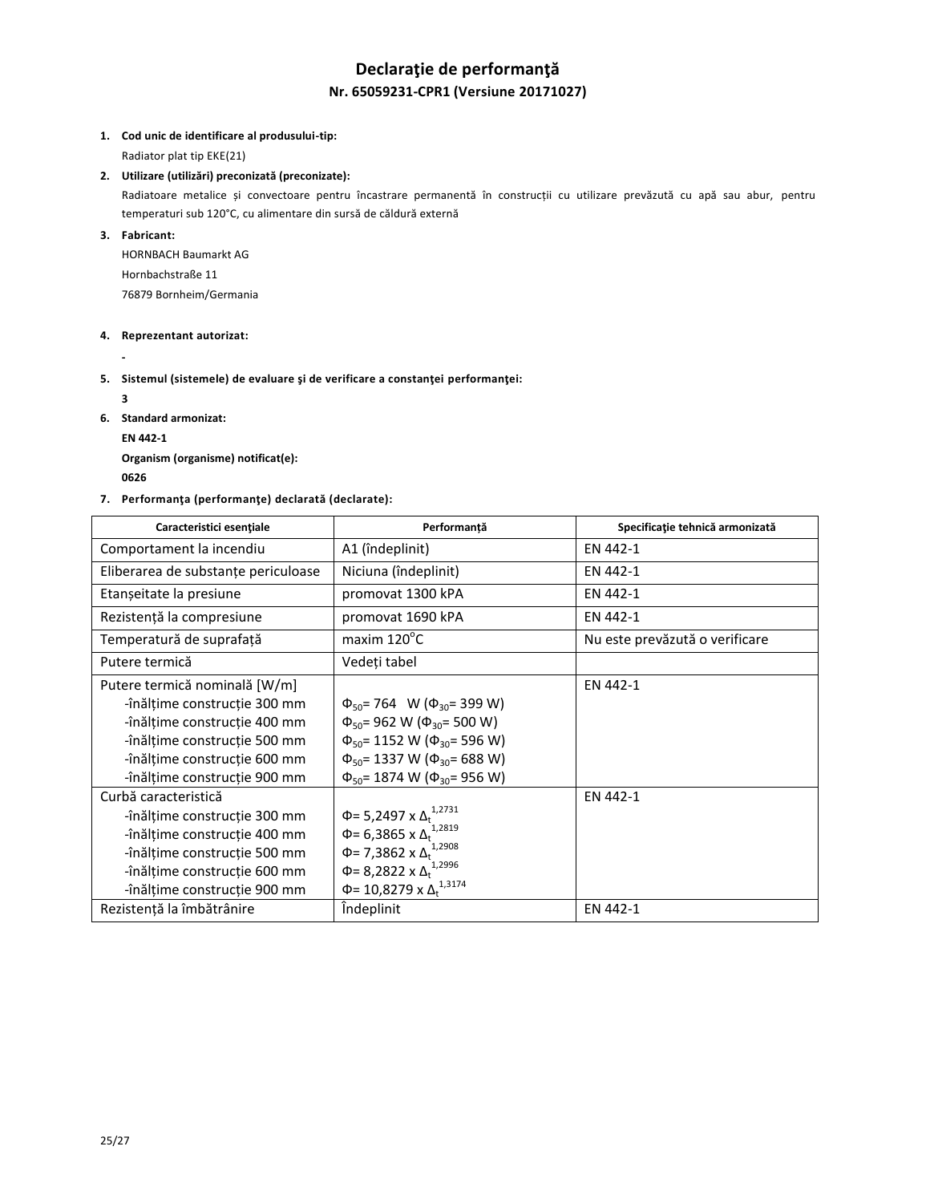# Declaraţie de performanţă

## Nr. 65059231-CPR1 (Versiune 20171027)

1. **Cod unic de identificare al produsului-tip:**
   Radiator plat tip EKE(21)
2. **Utilizare (utilizări) preconizată (preconizate):**
   Radiatoare metalice și convectoare pentru încastrare permanentă în construcții cu utilizare prevăzută cu apă sau abur, pentru temperaturi sub 120°C, cu alimentare din sursă de căldură externă
3. **Fabricant:**
   HORNBACH Baumarkt AG
   Hornbachstraße 11
   76879 Bornheim/Germania
4. **Reprezentant autorizat:**
   -
5. **Sistemul (sistemele) de evaluare şi de verificare a constanţei performanţei:**
   **3**
6. **Standard armonizat:**
   **EN 442-1**
   **Organism (organisme) notificat(e):**
   **0626**
7. **Performanţa (performanţe) declarată (declarate):**

| Caracteristici esenţiale | Performanţă | Specificaţie tehnică armonizată |
|---|---|---|
| Comportament la incendiu | A1 (îndeplinit) | EN 442-1 |
| Eliberarea de substanțe periculoase | Niciuna (îndeplinit) | EN 442-1 |
| Etanșeitate la presiune | promovat 1300 kPA | EN 442-1 |
| Rezistență la compresiune | promovat 1690 kPA | EN 442-1 |
| Temperatură de suprafață | maxim 120°C | Nu este prevăzută o verificare |
| Putere termică | Vedeți tabel | |
| Putere termică nominală [W/m]<br>-înălțime construcție 300 mm<br>-înălțime construcție 400 mm<br>-înălțime construcție 500 mm<br>-înălțime construcție 600 mm<br>-înălțime construcție 900 mm | <br>$\Phi_{50}$= 764 W ($\Phi_{30}$= 399 W)<br>$\Phi_{50}$= 962 W ($\Phi_{30}$= 500 W)<br>$\Phi_{50}$= 1152 W ($\Phi_{30}$= 596 W)<br>$\Phi_{50}$= 1337 W ($\Phi_{30}$= 688 W)<br>$\Phi_{50}$= 1874 W ($\Phi_{30}$= 956 W) | EN 442-1 |
| Curbă caracteristică<br>-înălțime construcție 300 mm<br>-înălțime construcție 400 mm<br>-înălțime construcție 500 mm<br>-înălțime construcție 600 mm<br>-înălțime construcție 900 mm | <br>$\Phi$= 5,2497 x $\Delta_t^{1,2731}$<br>$\Phi$= 6,3865 x $\Delta_t^{1,2819}$<br>$\Phi$= 7,3862 x $\Delta_t^{1,2908}$<br>$\Phi$= 8,2822 x $\Delta_t^{1,2996}$<br>$\Phi$= 10,8279 x $\Delta_t^{1,3174}$ | EN 442-1 |
| Rezistență la îmbătrânire | Îndeplinit | EN 442-1 |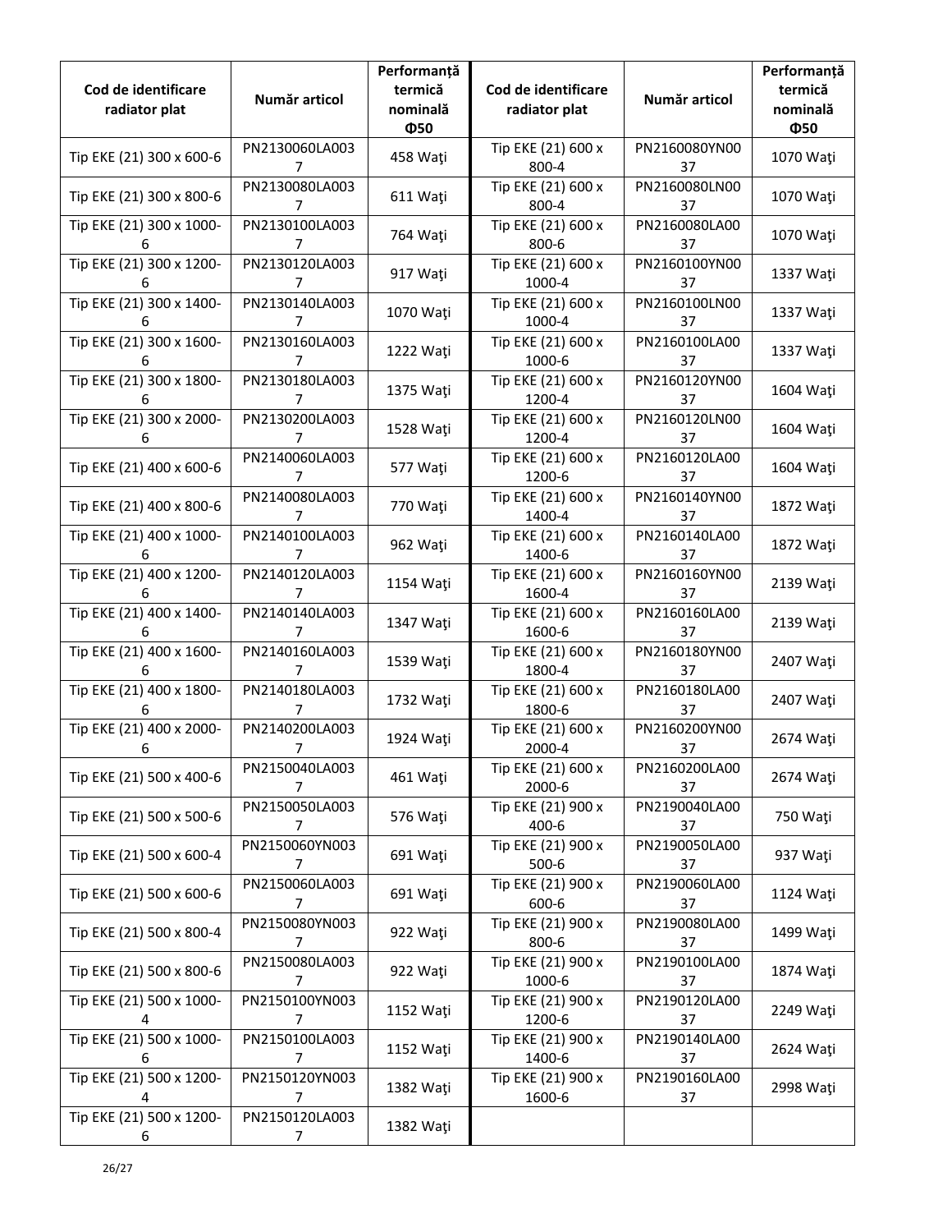| Cod de identificare radiator plat | Număr articol | Performanță termică nominală Φ50 | Cod de identificare radiator plat | Număr articol | Performanță termică nominală Φ50 |
|---|---|---|---|---|---|
| Tip EKE (21) 300 x 600-6 | PN2130060LA0037 | 458 Waţi | Tip EKE (21) 600 x 800-4 | PN2160080YN0037 | 1070 Waţi |
| Tip EKE (21) 300 x 800-6 | PN2130080LA0037 | 611 Waţi | Tip EKE (21) 600 x 800-4 | PN2160080LN0037 | 1070 Waţi |
| Tip EKE (21) 300 x 1000-6 | PN2130100LA0037 | 764 Waţi | Tip EKE (21) 600 x 800-6 | PN2160080LA0037 | 1070 Waţi |
| Tip EKE (21) 300 x 1200-6 | PN2130120LA0037 | 917 Waţi | Tip EKE (21) 600 x 1000-4 | PN2160100YN0037 | 1337 Waţi |
| Tip EKE (21) 300 x 1400-6 | PN2130140LA0037 | 1070 Waţi | Tip EKE (21) 600 x 1000-4 | PN2160100LN0037 | 1337 Waţi |
| Tip EKE (21) 300 x 1600-6 | PN2130160LA0037 | 1222 Waţi | Tip EKE (21) 600 x 1000-6 | PN2160100LA0037 | 1337 Waţi |
| Tip EKE (21) 300 x 1800-6 | PN2130180LA0037 | 1375 Waţi | Tip EKE (21) 600 x 1200-4 | PN2160120YN0037 | 1604 Waţi |
| Tip EKE (21) 300 x 2000-6 | PN2130200LA0037 | 1528 Waţi | Tip EKE (21) 600 x 1200-4 | PN2160120LN0037 | 1604 Waţi |
| Tip EKE (21) 400 x 600-6 | PN2140060LA0037 | 577 Waţi | Tip EKE (21) 600 x 1200-6 | PN2160120LA0037 | 1604 Waţi |
| Tip EKE (21) 400 x 800-6 | PN2140080LA0037 | 770 Waţi | Tip EKE (21) 600 x 1400-4 | PN2160140YN0037 | 1872 Waţi |
| Tip EKE (21) 400 x 1000-6 | PN2140100LA0037 | 962 Waţi | Tip EKE (21) 600 x 1400-6 | PN2160140LA0037 | 1872 Waţi |
| Tip EKE (21) 400 x 1200-6 | PN2140120LA0037 | 1154 Waţi | Tip EKE (21) 600 x 1600-4 | PN2160160YN0037 | 2139 Waţi |
| Tip EKE (21) 400 x 1400-6 | PN2140140LA0037 | 1347 Waţi | Tip EKE (21) 600 x 1600-6 | PN2160160LA0037 | 2139 Waţi |
| Tip EKE (21) 400 x 1600-6 | PN2140160LA0037 | 1539 Waţi | Tip EKE (21) 600 x 1800-4 | PN2160180YN0037 | 2407 Waţi |
| Tip EKE (21) 400 x 1800-6 | PN2140180LA0037 | 1732 Waţi | Tip EKE (21) 600 x 1800-6 | PN2160180LA0037 | 2407 Waţi |
| Tip EKE (21) 400 x 2000-6 | PN2140200LA0037 | 1924 Waţi | Tip EKE (21) 600 x 2000-4 | PN2160200YN0037 | 2674 Waţi |
| Tip EKE (21) 500 x 400-6 | PN2150040LA0037 | 461 Waţi | Tip EKE (21) 600 x 2000-6 | PN2160200LA0037 | 2674 Waţi |
| Tip EKE (21) 500 x 500-6 | PN2150050LA0037 | 576 Waţi | Tip EKE (21) 900 x 400-6 | PN2190040LA0037 | 750 Waţi |
| Tip EKE (21) 500 x 600-4 | PN2150060YN0037 | 691 Waţi | Tip EKE (21) 900 x 500-6 | PN2190050LA0037 | 937 Waţi |
| Tip EKE (21) 500 x 600-6 | PN2150060LA0037 | 691 Waţi | Tip EKE (21) 900 x 600-6 | PN2190060LA0037 | 1124 Waţi |
| Tip EKE (21) 500 x 800-4 | PN2150080YN0037 | 922 Waţi | Tip EKE (21) 900 x 800-6 | PN2190080LA0037 | 1499 Waţi |
| Tip EKE (21) 500 x 800-6 | PN2150080LA0037 | 922 Waţi | Tip EKE (21) 900 x 1000-6 | PN2190100LA0037 | 1874 Waţi |
| Tip EKE (21) 500 x 1000-4 | PN2150100YN0037 | 1152 Waţi | Tip EKE (21) 900 x 1200-6 | PN2190120LA0037 | 2249 Waţi |
| Tip EKE (21) 500 x 1000-6 | PN2150100LA0037 | 1152 Waţi | Tip EKE (21) 900 x 1400-6 | PN2190140LA0037 | 2624 Waţi |
| Tip EKE (21) 500 x 1200-4 | PN2150120YN0037 | 1382 Waţi | Tip EKE (21) 900 x 1600-6 | PN2190160LA0037 | 2998 Waţi |
| Tip EKE (21) 500 x 1200-6 | PN2150120LA0037 | 1382 Waţi | | | |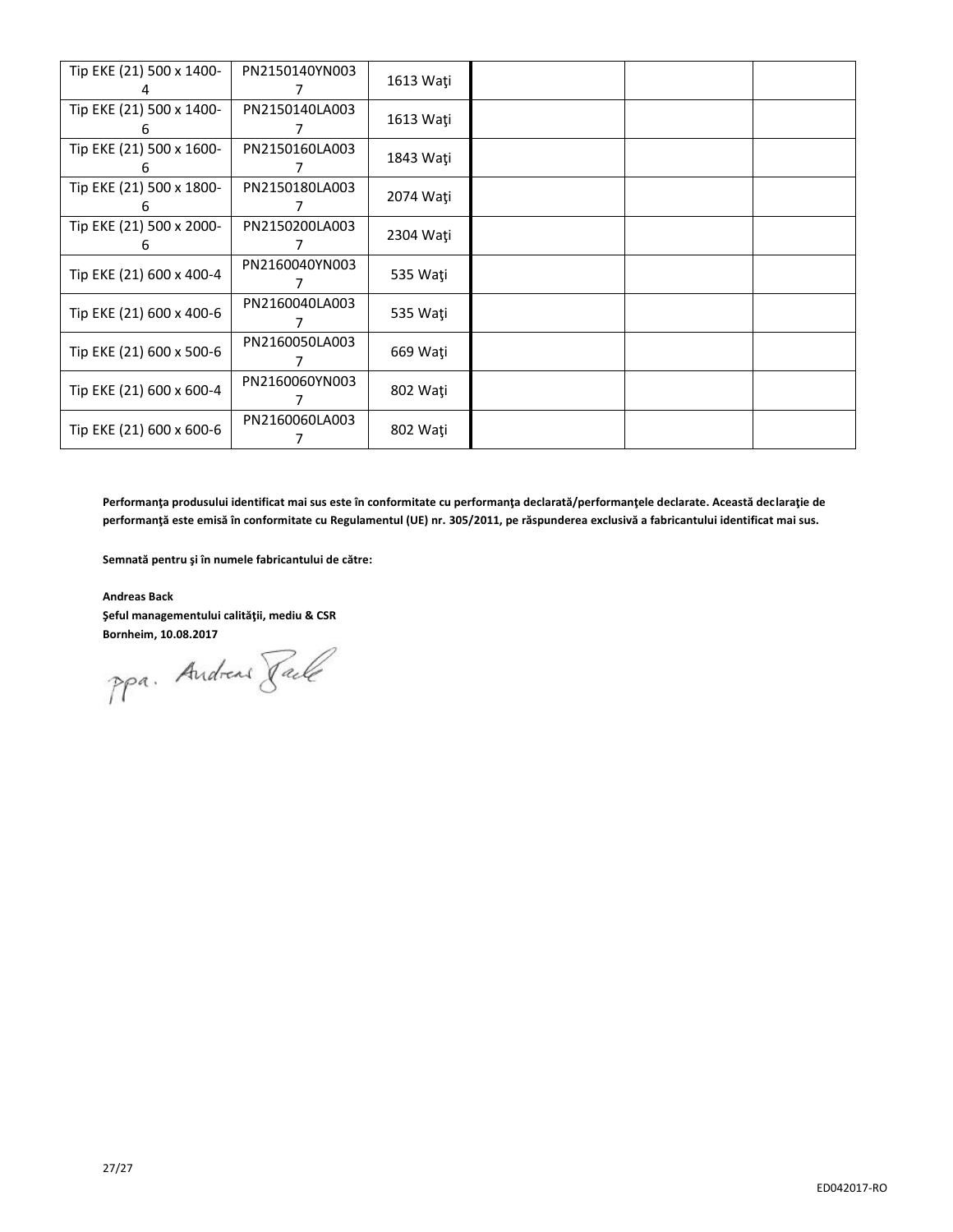| | | | | | |
|---|---|---|---|---|---|
| Tip EKE (21) 500 x 1400-4 | PN2150140YN0037 | 1613 Waţi | | | |
| Tip EKE (21) 500 x 1400-6 | PN2150140LA0037 | 1613 Waţi | | | |
| Tip EKE (21) 500 x 1600-6 | PN2150160LA0037 | 1843 Waţi | | | |
| Tip EKE (21) 500 x 1800-6 | PN2150180LA0037 | 2074 Waţi | | | |
| Tip EKE (21) 500 x 2000-6 | PN2150200LA0037 | 2304 Waţi | | | |
| Tip EKE (21) 600 x 400-4 | PN2160040YN0037 | 535 Waţi | | | |
| Tip EKE (21) 600 x 400-6 | PN2160040LA0037 | 535 Waţi | | | |
| Tip EKE (21) 600 x 500-6 | PN2160050LA0037 | 669 Waţi | | | |
| Tip EKE (21) 600 x 600-4 | PN2160060YN0037 | 802 Waţi | | | |
| Tip EKE (21) 600 x 600-6 | PN2160060LA0037 | 802 Waţi | | | |

**Performanţa produsului identificat mai sus este în conformitate cu performanţa declarată/performanţele declarate. Această declaraţie de performanţă este emisă în conformitate cu Regulamentul (UE) nr. 305/2011, pe răspunderea exclusivă a fabricantului identificat mai sus.**

**Semnată pentru şi în numele fabricantului de către:**

**Andreas Back**
**Şeful managementului calităţii, mediu & CSR**
**Bornheim, 10.08.2017**

ppa. Andreas Back

ED042017-RO